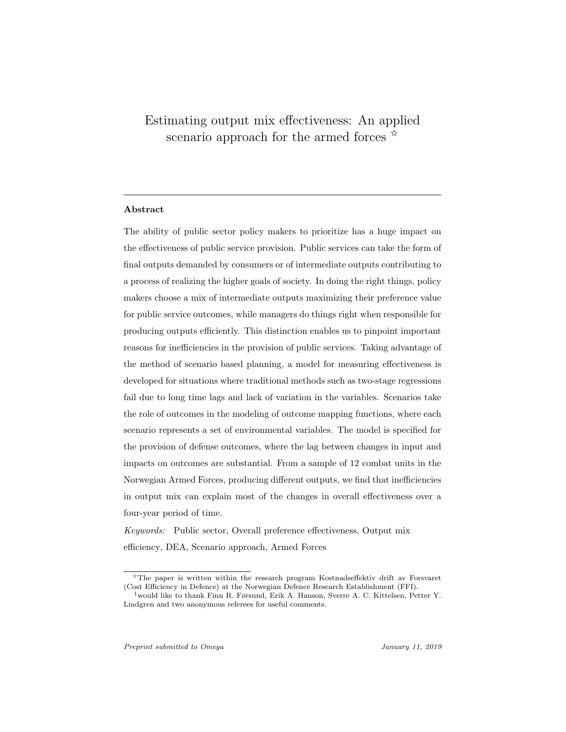# Estimating output mix effectiveness: An applied scenario approach for the armed forces ☆

## Abstract

The ability of public sector policy makers to prioritize has a huge impact on the effectiveness of public service provision. Public services can take the form of final outputs demanded by consumers or of intermediate outputs contributing to a process of realizing the higher goals of society. In doing the right things, policy makers choose a mix of intermediate outputs maximizing their preference value for public service outcomes, while managers do things right when responsible for producing outputs efficiently. This distinction enables us to pinpoint important reasons for inefficiencies in the provision of public services. Taking advantage of the method of scenario based planning, a model for measuring effectiveness is developed for situations where traditional methods such as two-stage regressions fail due to long time lags and lack of variation in the variables. Scenarios take the role of outcomes in the modeling of outcome mapping functions, where each scenario represents a set of environmental variables. The model is specified for the provision of defense outcomes, where the lag between changes in input and impacts on outcomes are substantial. From a sample of 12 combat units in the Norwegian Armed Forces, producing different outputs, we find that inefficiencies in output mix can explain most of the changes in overall effectiveness over a four-year period of time.

*Keywords:* Public sector, Overall preference effectiveness, Output mix efficiency, DEA, Scenario approach, Armed Forces

☆The paper is written within the research program Kostnadseffektiv drift av Forsvaret (Cost Efficiency in Defence) at the Norwegian Defence Research Establishment (FFI).

[1]would like to thank Finn R. Førsund, Erik A. Hanson, Sverre A. C. Kittelsen, Petter Y. Lindgren and two anonymous referees for useful comments.

*Preprint submitted to Omega* *January 11, 2019*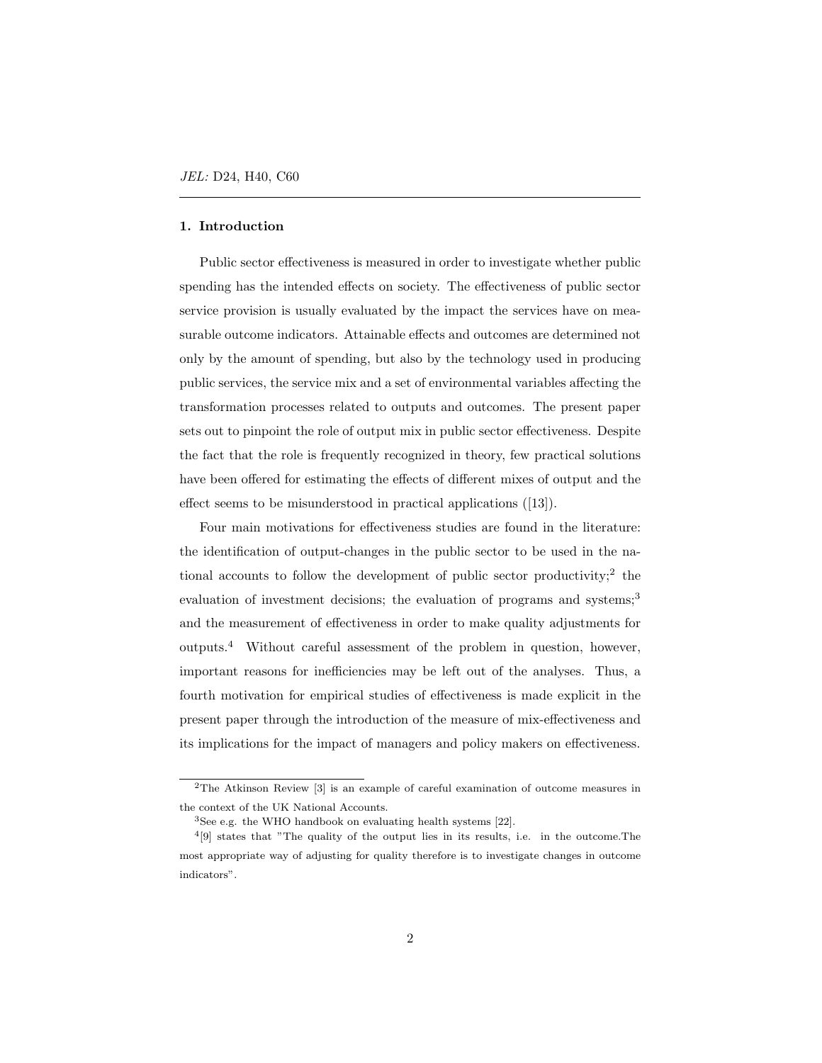*JEL:* D24, H40, C60

## 1. Introduction

Public sector effectiveness is measured in order to investigate whether public spending has the intended effects on society. The effectiveness of public sector service provision is usually evaluated by the impact the services have on measurable outcome indicators. Attainable effects and outcomes are determined not only by the amount of spending, but also by the technology used in producing public services, the service mix and a set of environmental variables affecting the transformation processes related to outputs and outcomes. The present paper sets out to pinpoint the role of output mix in public sector effectiveness. Despite the fact that the role is frequently recognized in theory, few practical solutions have been offered for estimating the effects of different mixes of output and the effect seems to be misunderstood in practical applications ([13]).

Four main motivations for effectiveness studies are found in the literature: the identification of output-changes in the public sector to be used in the national accounts to follow the development of public sector productivity;[2] the evaluation of investment decisions; the evaluation of programs and systems;[3] and the measurement of effectiveness in order to make quality adjustments for outputs.[4] Without careful assessment of the problem in question, however, important reasons for inefficiencies may be left out of the analyses. Thus, a fourth motivation for empirical studies of effectiveness is made explicit in the present paper through the introduction of the measure of mix-effectiveness and its implications for the impact of managers and policy makers on effectiveness.

---

[2] The Atkinson Review [3] is an example of careful examination of outcome measures in the context of the UK National Accounts.

[3] See e.g. the WHO handbook on evaluating health systems [22].

[4] [9] states that "The quality of the output lies in its results, i.e. in the outcome.The most appropriate way of adjusting for quality therefore is to investigate changes in outcome indicators".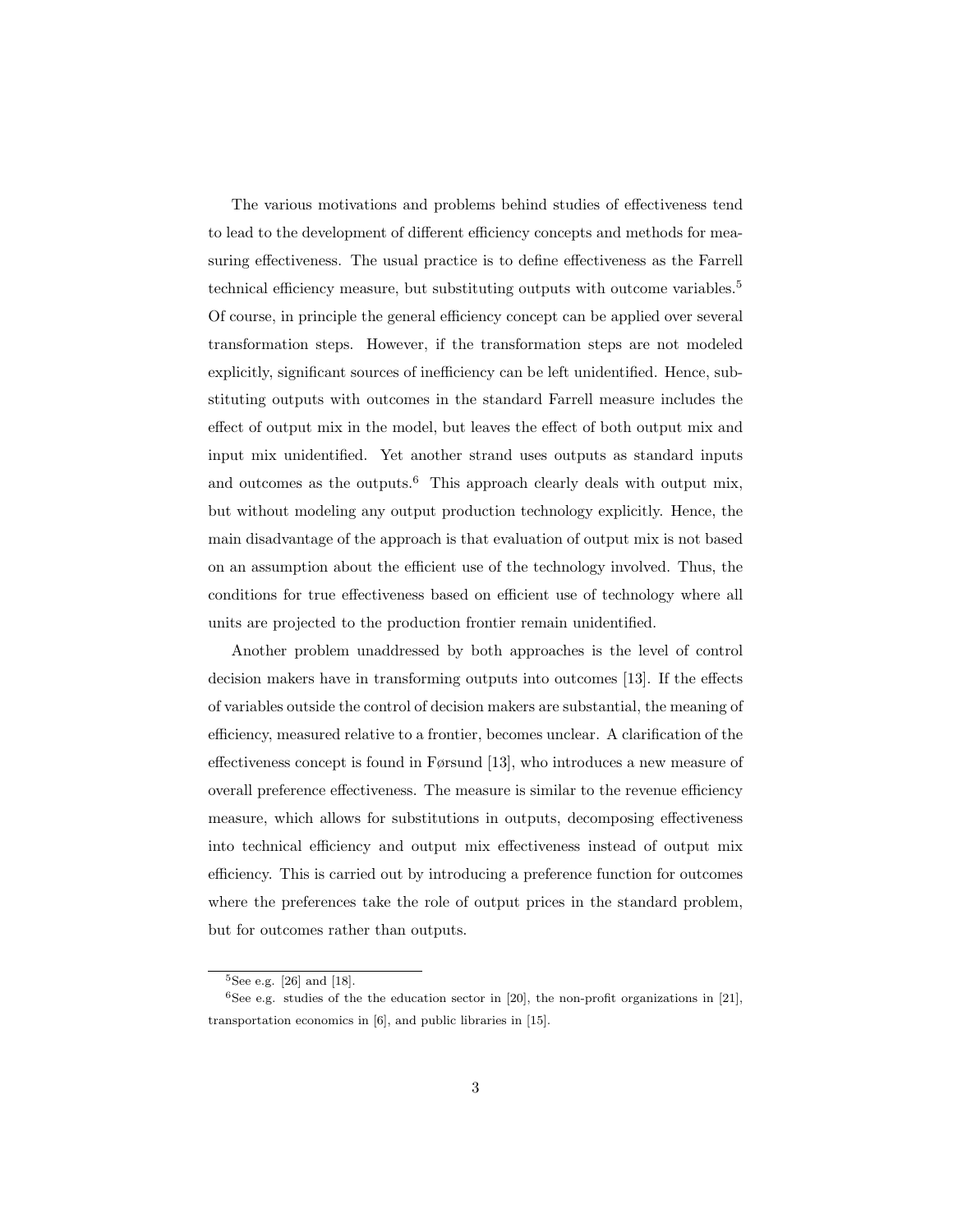The various motivations and problems behind studies of effectiveness tend to lead to the development of different efficiency concepts and methods for measuring effectiveness. The usual practice is to define effectiveness as the Farrell technical efficiency measure, but substituting outputs with outcome variables.[5] Of course, in principle the general efficiency concept can be applied over several transformation steps. However, if the transformation steps are not modeled explicitly, significant sources of inefficiency can be left unidentified. Hence, substituting outputs with outcomes in the standard Farrell measure includes the effect of output mix in the model, but leaves the effect of both output mix and input mix unidentified. Yet another strand uses outputs as standard inputs and outcomes as the outputs.[6] This approach clearly deals with output mix, but without modeling any output production technology explicitly. Hence, the main disadvantage of the approach is that evaluation of output mix is not based on an assumption about the efficient use of the technology involved. Thus, the conditions for true effectiveness based on efficient use of technology where all units are projected to the production frontier remain unidentified.

Another problem unaddressed by both approaches is the level of control decision makers have in transforming outputs into outcomes [13]. If the effects of variables outside the control of decision makers are substantial, the meaning of efficiency, measured relative to a frontier, becomes unclear. A clarification of the effectiveness concept is found in Førsund [13], who introduces a new measure of overall preference effectiveness. The measure is similar to the revenue efficiency measure, which allows for substitutions in outputs, decomposing effectiveness into technical efficiency and output mix effectiveness instead of output mix efficiency. This is carried out by introducing a preference function for outcomes where the preferences take the role of output prices in the standard problem, but for outcomes rather than outputs.

---

[5] See e.g. [26] and [18].

[6] See e.g. studies of the the education sector in [20], the non-profit organizations in [21], transportation economics in [6], and public libraries in [15].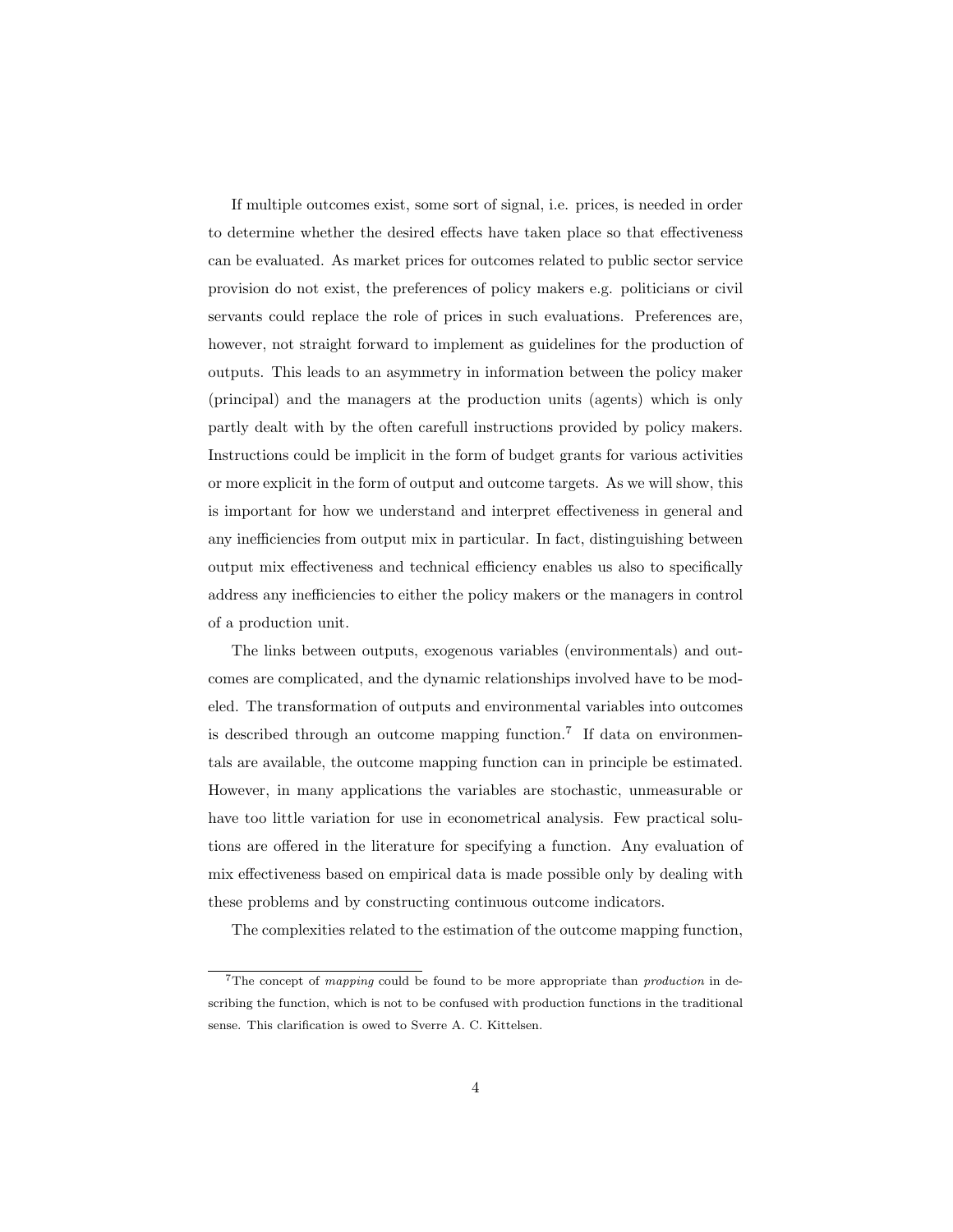If multiple outcomes exist, some sort of signal, i.e. prices, is needed in order to determine whether the desired effects have taken place so that effectiveness can be evaluated. As market prices for outcomes related to public sector service provision do not exist, the preferences of policy makers e.g. politicians or civil servants could replace the role of prices in such evaluations. Preferences are, however, not straight forward to implement as guidelines for the production of outputs. This leads to an asymmetry in information between the policy maker (principal) and the managers at the production units (agents) which is only partly dealt with by the often carefull instructions provided by policy makers. Instructions could be implicit in the form of budget grants for various activities or more explicit in the form of output and outcome targets. As we will show, this is important for how we understand and interpret effectiveness in general and any inefficiencies from output mix in particular. In fact, distinguishing between output mix effectiveness and technical efficiency enables us also to specifically address any inefficiencies to either the policy makers or the managers in control of a production unit.

The links between outputs, exogenous variables (environmentals) and outcomes are complicated, and the dynamic relationships involved have to be modeled. The transformation of outputs and environmental variables into outcomes is described through an outcome mapping function.[7] If data on environmentals are available, the outcome mapping function can in principle be estimated. However, in many applications the variables are stochastic, unmeasurable or have too little variation for use in econometrical analysis. Few practical solutions are offered in the literature for specifying a function. Any evaluation of mix effectiveness based on empirical data is made possible only by dealing with these problems and by constructing continuous outcome indicators.

The complexities related to the estimation of the outcome mapping function,

[7] The concept of *mapping* could be found to be more appropriate than *production* in describing the function, which is not to be confused with production functions in the traditional sense. This clarification is owed to Sverre A. C. Kittelsen.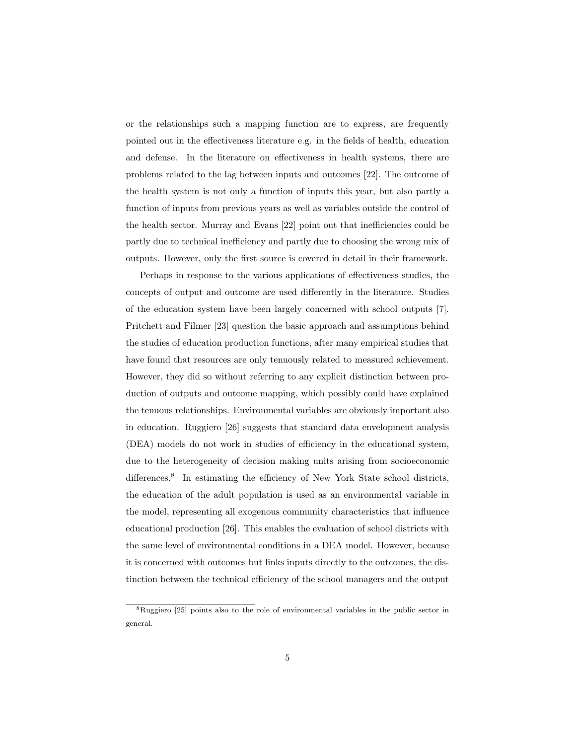or the relationships such a mapping function are to express, are frequently pointed out in the effectiveness literature e.g. in the fields of health, education and defense. In the literature on effectiveness in health systems, there are problems related to the lag between inputs and outcomes [22]. The outcome of the health system is not only a function of inputs this year, but also partly a function of inputs from previous years as well as variables outside the control of the health sector. Murray and Evans [22] point out that inefficiencies could be partly due to technical inefficiency and partly due to choosing the wrong mix of outputs. However, only the first source is covered in detail in their framework.

Perhaps in response to the various applications of effectiveness studies, the concepts of output and outcome are used differently in the literature. Studies of the education system have been largely concerned with school outputs [7]. Pritchett and Filmer [23] question the basic approach and assumptions behind the studies of education production functions, after many empirical studies that have found that resources are only tenuously related to measured achievement. However, they did so without referring to any explicit distinction between production of outputs and outcome mapping, which possibly could have explained the tenuous relationships. Environmental variables are obviously important also in education. Ruggiero [26] suggests that standard data envelopment analysis (DEA) models do not work in studies of efficiency in the educational system, due to the heterogeneity of decision making units arising from socioeconomic differences.[8] In estimating the efficiency of New York State school districts, the education of the adult population is used as an environmental variable in the model, representing all exogenous community characteristics that influence educational production [26]. This enables the evaluation of school districts with the same level of environmental conditions in a DEA model. However, because it is concerned with outcomes but links inputs directly to the outcomes, the distinction between the technical efficiency of the school managers and the output

[8] Ruggiero [25] points also to the role of environmental variables in the public sector in general.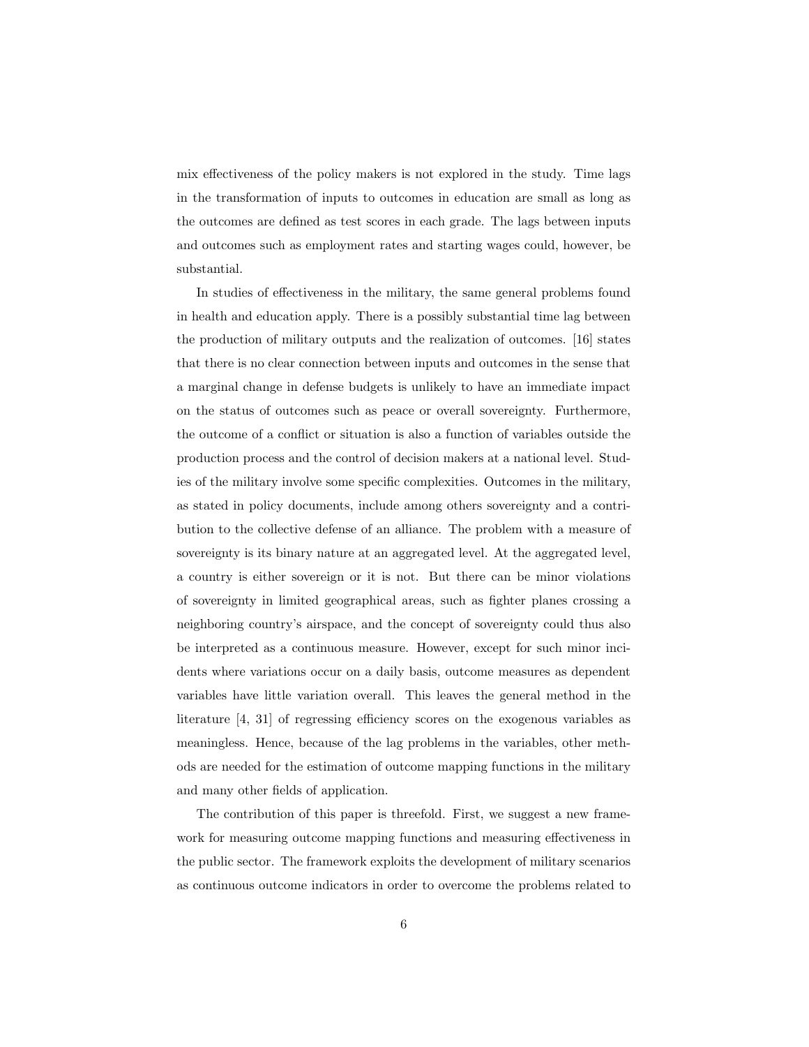mix effectiveness of the policy makers is not explored in the study. Time lags in the transformation of inputs to outcomes in education are small as long as the outcomes are defined as test scores in each grade. The lags between inputs and outcomes such as employment rates and starting wages could, however, be substantial.

In studies of effectiveness in the military, the same general problems found in health and education apply. There is a possibly substantial time lag between the production of military outputs and the realization of outcomes. [16] states that there is no clear connection between inputs and outcomes in the sense that a marginal change in defense budgets is unlikely to have an immediate impact on the status of outcomes such as peace or overall sovereignty. Furthermore, the outcome of a conflict or situation is also a function of variables outside the production process and the control of decision makers at a national level. Studies of the military involve some specific complexities. Outcomes in the military, as stated in policy documents, include among others sovereignty and a contribution to the collective defense of an alliance. The problem with a measure of sovereignty is its binary nature at an aggregated level. At the aggregated level, a country is either sovereign or it is not. But there can be minor violations of sovereignty in limited geographical areas, such as fighter planes crossing a neighboring country's airspace, and the concept of sovereignty could thus also be interpreted as a continuous measure. However, except for such minor incidents where variations occur on a daily basis, outcome measures as dependent variables have little variation overall. This leaves the general method in the literature [4, 31] of regressing efficiency scores on the exogenous variables as meaningless. Hence, because of the lag problems in the variables, other methods are needed for the estimation of outcome mapping functions in the military and many other fields of application.

The contribution of this paper is threefold. First, we suggest a new framework for measuring outcome mapping functions and measuring effectiveness in the public sector. The framework exploits the development of military scenarios as continuous outcome indicators in order to overcome the problems related to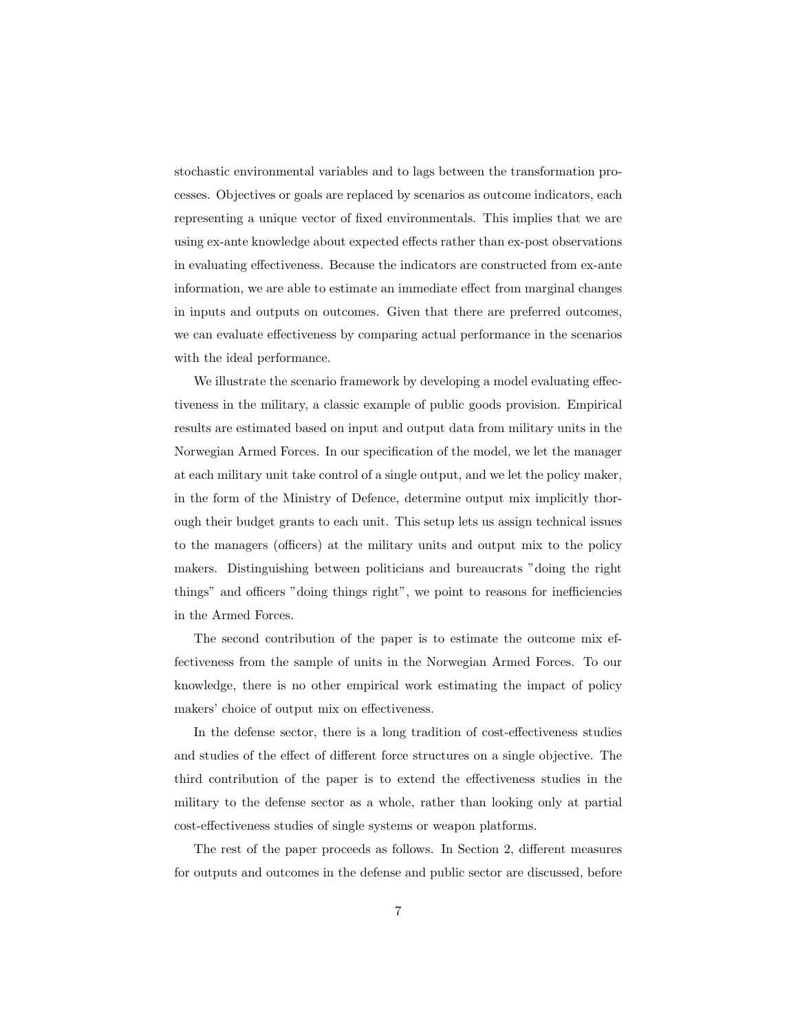stochastic environmental variables and to lags between the transformation processes. Objectives or goals are replaced by scenarios as outcome indicators, each representing a unique vector of fixed environmentals. This implies that we are using ex-ante knowledge about expected effects rather than ex-post observations in evaluating effectiveness. Because the indicators are constructed from ex-ante information, we are able to estimate an immediate effect from marginal changes in inputs and outputs on outcomes. Given that there are preferred outcomes, we can evaluate effectiveness by comparing actual performance in the scenarios with the ideal performance.

We illustrate the scenario framework by developing a model evaluating effectiveness in the military, a classic example of public goods provision. Empirical results are estimated based on input and output data from military units in the Norwegian Armed Forces. In our specification of the model, we let the manager at each military unit take control of a single output, and we let the policy maker, in the form of the Ministry of Defence, determine output mix implicitly thorough their budget grants to each unit. This setup lets us assign technical issues to the managers (officers) at the military units and output mix to the policy makers. Distinguishing between politicians and bureaucrats "doing the right things" and officers "doing things right", we point to reasons for inefficiencies in the Armed Forces.

The second contribution of the paper is to estimate the outcome mix effectiveness from the sample of units in the Norwegian Armed Forces. To our knowledge, there is no other empirical work estimating the impact of policy makers' choice of output mix on effectiveness.

In the defense sector, there is a long tradition of cost-effectiveness studies and studies of the effect of different force structures on a single objective. The third contribution of the paper is to extend the effectiveness studies in the military to the defense sector as a whole, rather than looking only at partial cost-effectiveness studies of single systems or weapon platforms.

The rest of the paper proceeds as follows. In Section 2, different measures for outputs and outcomes in the defense and public sector are discussed, before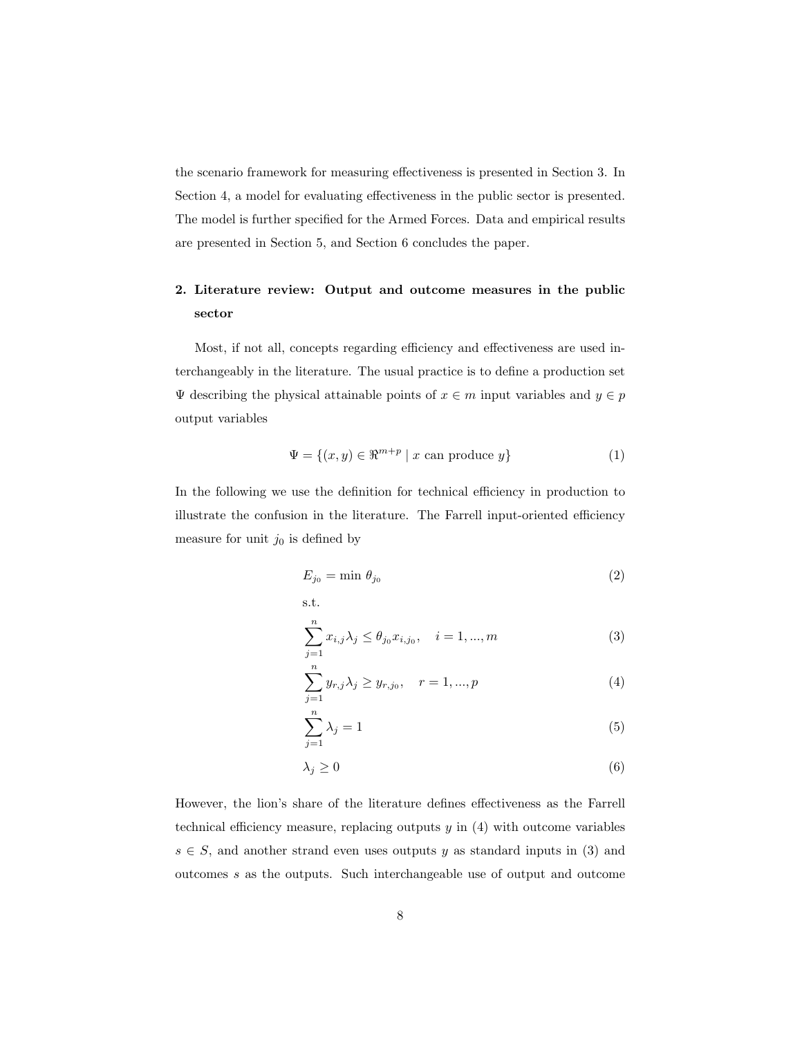the scenario framework for measuring effectiveness is presented in Section 3. In Section 4, a model for evaluating effectiveness in the public sector is presented. The model is further specified for the Armed Forces. Data and empirical results are presented in Section 5, and Section 6 concludes the paper.

## 2. Literature review: Output and outcome measures in the public sector

Most, if not all, concepts regarding efficiency and effectiveness are used interchangeably in the literature. The usual practice is to define a production set $\Psi$ describing the physical attainable points of $x \in m$ input variables and $y \in p$ output variables

$$\Psi = \{(x, y) \in \Re^{m+p} \mid x \text{ can produce } y\} \tag{1}$$

In the following we use the definition for technical efficiency in production to illustrate the confusion in the literature. The Farrell input-oriented efficiency measure for unit $j_0$ is defined by

$$E_{j_0} = \min \theta_{j_0} \tag{2}$$

s.t.

$$\sum_{j=1}^{n} x_{i,j}\lambda_j \leq \theta_{j_0} x_{i,j_0}, \quad i = 1, ..., m \tag{3}$$

$$\sum_{j=1}^{n} y_{r,j}\lambda_j \geq y_{r,j_0}, \quad r = 1, ..., p \tag{4}$$

$$\sum_{j=1}^{n} \lambda_j = 1 \tag{5}$$

$$\lambda_j \geq 0 \tag{6}$$

However, the lion's share of the literature defines effectiveness as the Farrell technical efficiency measure, replacing outputs $y$ in (4) with outcome variables $s \in S$, and another strand even uses outputs $y$ as standard inputs in (3) and outcomes $s$ as the outputs. Such interchangeable use of output and outcome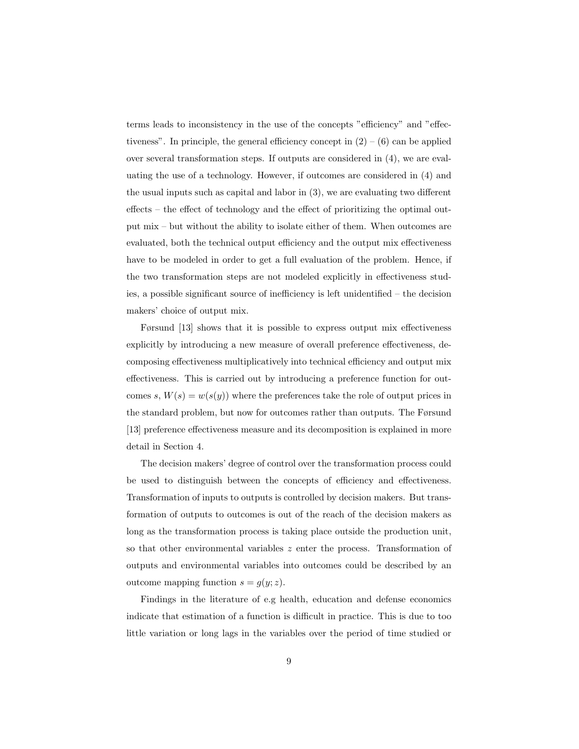terms leads to inconsistency in the use of the concepts "efficiency" and "effectiveness". In principle, the general efficiency concept in (2) – (6) can be applied over several transformation steps. If outputs are considered in (4), we are evaluating the use of a technology. However, if outcomes are considered in (4) and the usual inputs such as capital and labor in (3), we are evaluating two different effects – the effect of technology and the effect of prioritizing the optimal output mix – but without the ability to isolate either of them. When outcomes are evaluated, both the technical output efficiency and the output mix effectiveness have to be modeled in order to get a full evaluation of the problem. Hence, if the two transformation steps are not modeled explicitly in effectiveness studies, a possible significant source of inefficiency is left unidentified – the decision makers' choice of output mix.

Førsund [13] shows that it is possible to express output mix effectiveness explicitly by introducing a new measure of overall preference effectiveness, decomposing effectiveness multiplicatively into technical efficiency and output mix effectiveness. This is carried out by introducing a preference function for outcomes $s$, $W(s) = w(s(y))$ where the preferences take the role of output prices in the standard problem, but now for outcomes rather than outputs. The Førsund [13] preference effectiveness measure and its decomposition is explained in more detail in Section 4.

The decision makers' degree of control over the transformation process could be used to distinguish between the concepts of efficiency and effectiveness. Transformation of inputs to outputs is controlled by decision makers. But transformation of outputs to outcomes is out of the reach of the decision makers as long as the transformation process is taking place outside the production unit, so that other environmental variables $z$ enter the process. Transformation of outputs and environmental variables into outcomes could be described by an outcome mapping function $s = g(y; z)$.

Findings in the literature of e.g health, education and defense economics indicate that estimation of a function is difficult in practice. This is due to too little variation or long lags in the variables over the period of time studied or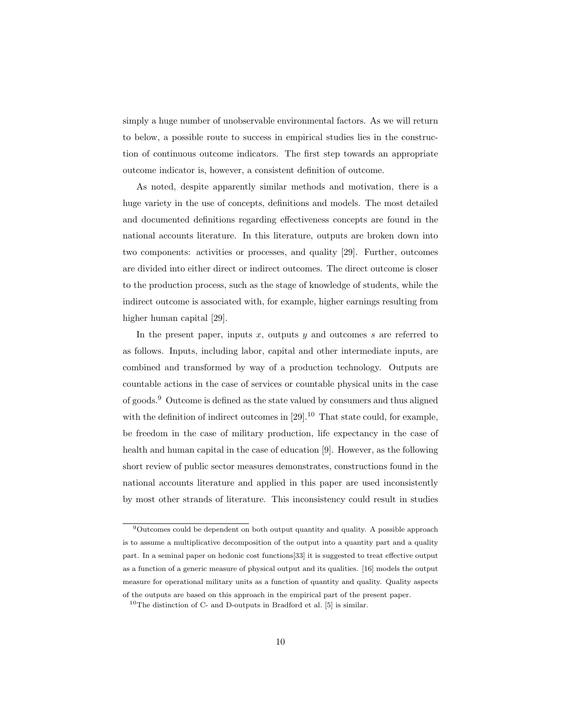simply a huge number of unobservable environmental factors. As we will return to below, a possible route to success in empirical studies lies in the construction of continuous outcome indicators. The first step towards an appropriate outcome indicator is, however, a consistent definition of outcome.

As noted, despite apparently similar methods and motivation, there is a huge variety in the use of concepts, definitions and models. The most detailed and documented definitions regarding effectiveness concepts are found in the national accounts literature. In this literature, outputs are broken down into two components: activities or processes, and quality [29]. Further, outcomes are divided into either direct or indirect outcomes. The direct outcome is closer to the production process, such as the stage of knowledge of students, while the indirect outcome is associated with, for example, higher earnings resulting from higher human capital [29].

In the present paper, inputs $x$, outputs $y$ and outcomes $s$ are referred to as follows. Inputs, including labor, capital and other intermediate inputs, are combined and transformed by way of a production technology. Outputs are countable actions in the case of services or countable physical units in the case of goods.[9] Outcome is defined as the state valued by consumers and thus aligned with the definition of indirect outcomes in [29].[10] That state could, for example, be freedom in the case of military production, life expectancy in the case of health and human capital in the case of education [9]. However, as the following short review of public sector measures demonstrates, constructions found in the national accounts literature and applied in this paper are used inconsistently by most other strands of literature. This inconsistency could result in studies

[9] Outcomes could be dependent on both output quantity and quality. A possible approach is to assume a multiplicative decomposition of the output into a quantity part and a quality part. In a seminal paper on hedonic cost functions[33] it is suggested to treat effective output as a function of a generic measure of physical output and its qualities. [16] models the output measure for operational military units as a function of quantity and quality. Quality aspects of the outputs are based on this approach in the empirical part of the present paper.

[10] The distinction of C- and D-outputs in Bradford et al. [5] is similar.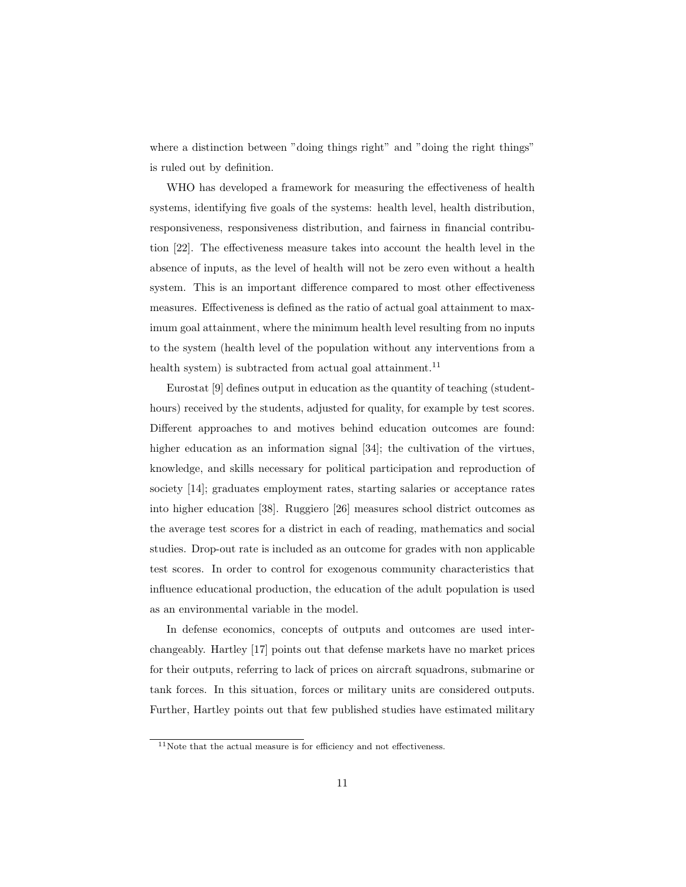where a distinction between "doing things right" and "doing the right things" is ruled out by definition.

WHO has developed a framework for measuring the effectiveness of health systems, identifying five goals of the systems: health level, health distribution, responsiveness, responsiveness distribution, and fairness in financial contribution [22]. The effectiveness measure takes into account the health level in the absence of inputs, as the level of health will not be zero even without a health system. This is an important difference compared to most other effectiveness measures. Effectiveness is defined as the ratio of actual goal attainment to maximum goal attainment, where the minimum health level resulting from no inputs to the system (health level of the population without any interventions from a health system) is subtracted from actual goal attainment.[11]

Eurostat [9] defines output in education as the quantity of teaching (student-hours) received by the students, adjusted for quality, for example by test scores. Different approaches to and motives behind education outcomes are found: higher education as an information signal [34]; the cultivation of the virtues, knowledge, and skills necessary for political participation and reproduction of society [14]; graduates employment rates, starting salaries or acceptance rates into higher education [38]. Ruggiero [26] measures school district outcomes as the average test scores for a district in each of reading, mathematics and social studies. Drop-out rate is included as an outcome for grades with non applicable test scores. In order to control for exogenous community characteristics that influence educational production, the education of the adult population is used as an environmental variable in the model.

In defense economics, concepts of outputs and outcomes are used interchangeably. Hartley [17] points out that defense markets have no market prices for their outputs, referring to lack of prices on aircraft squadrons, submarine or tank forces. In this situation, forces or military units are considered outputs. Further, Hartley points out that few published studies have estimated military

[11] Note that the actual measure is for efficiency and not effectiveness.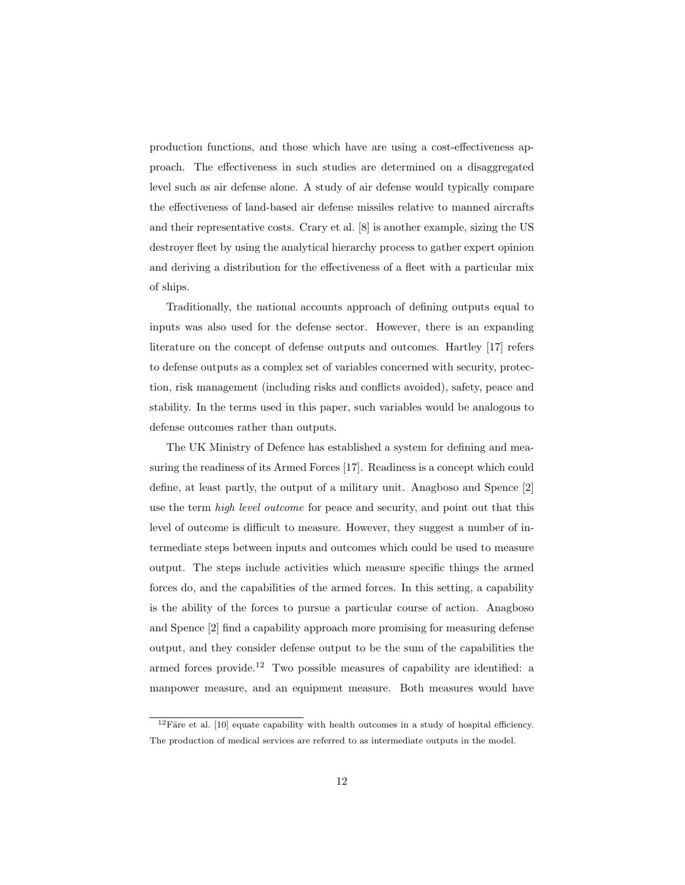production functions, and those which have are using a cost-effectiveness approach. The effectiveness in such studies are determined on a disaggregated level such as air defense alone. A study of air defense would typically compare the effectiveness of land-based air defense missiles relative to manned aircrafts and their representative costs. Crary et al. [8] is another example, sizing the US destroyer fleet by using the analytical hierarchy process to gather expert opinion and deriving a distribution for the effectiveness of a fleet with a particular mix of ships.

Traditionally, the national accounts approach of defining outputs equal to inputs was also used for the defense sector. However, there is an expanding literature on the concept of defense outputs and outcomes. Hartley [17] refers to defense outputs as a complex set of variables concerned with security, protection, risk management (including risks and conflicts avoided), safety, peace and stability. In the terms used in this paper, such variables would be analogous to defense outcomes rather than outputs.

The UK Ministry of Defence has established a system for defining and measuring the readiness of its Armed Forces [17]. Readiness is a concept which could define, at least partly, the output of a military unit. Anagboso and Spence [2] use the term *high level outcome* for peace and security, and point out that this level of outcome is difficult to measure. However, they suggest a number of intermediate steps between inputs and outcomes which could be used to measure output. The steps include activities which measure specific things the armed forces do, and the capabilities of the armed forces. In this setting, a capability is the ability of the forces to pursue a particular course of action. Anagboso and Spence [2] find a capability approach more promising for measuring defense output, and they consider defense output to be the sum of the capabilities the armed forces provide.[12] Two possible measures of capability are identified: a manpower measure, and an equipment measure. Both measures would have

[12] Färe et al. [10] equate capability with health outcomes in a study of hospital efficiency. The production of medical services are referred to as intermediate outputs in the model.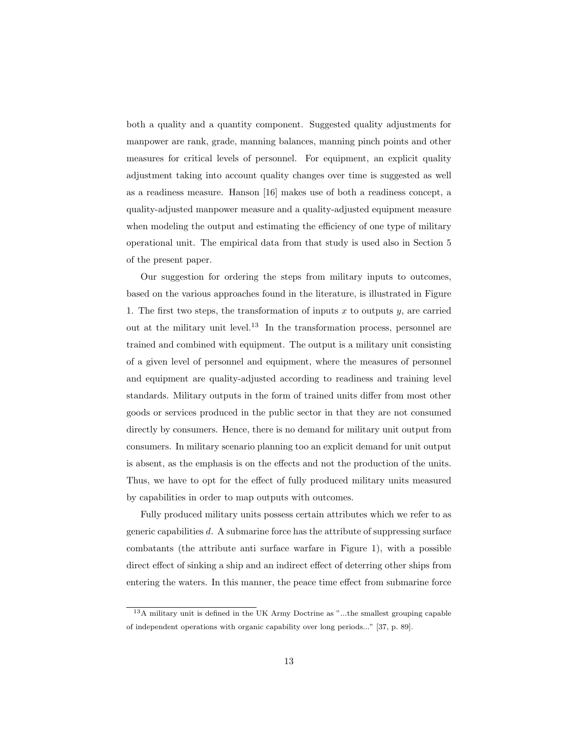both a quality and a quantity component. Suggested quality adjustments for manpower are rank, grade, manning balances, manning pinch points and other measures for critical levels of personnel. For equipment, an explicit quality adjustment taking into account quality changes over time is suggested as well as a readiness measure. Hanson [16] makes use of both a readiness concept, a quality-adjusted manpower measure and a quality-adjusted equipment measure when modeling the output and estimating the efficiency of one type of military operational unit. The empirical data from that study is used also in Section 5 of the present paper.

Our suggestion for ordering the steps from military inputs to outcomes, based on the various approaches found in the literature, is illustrated in Figure 1. The first two steps, the transformation of inputs $x$ to outputs $y$, are carried out at the military unit level.[13] In the transformation process, personnel are trained and combined with equipment. The output is a military unit consisting of a given level of personnel and equipment, where the measures of personnel and equipment are quality-adjusted according to readiness and training level standards. Military outputs in the form of trained units differ from most other goods or services produced in the public sector in that they are not consumed directly by consumers. Hence, there is no demand for military unit output from consumers. In military scenario planning too an explicit demand for unit output is absent, as the emphasis is on the effects and not the production of the units. Thus, we have to opt for the effect of fully produced military units measured by capabilities in order to map outputs with outcomes.

Fully produced military units possess certain attributes which we refer to as generic capabilities $d$. A submarine force has the attribute of suppressing surface combatants (the attribute anti surface warfare in Figure 1), with a possible direct effect of sinking a ship and an indirect effect of deterring other ships from entering the waters. In this manner, the peace time effect from submarine force

[13] A military unit is defined in the UK Army Doctrine as "...the smallest grouping capable of independent operations with organic capability over long periods..." [37, p. 89].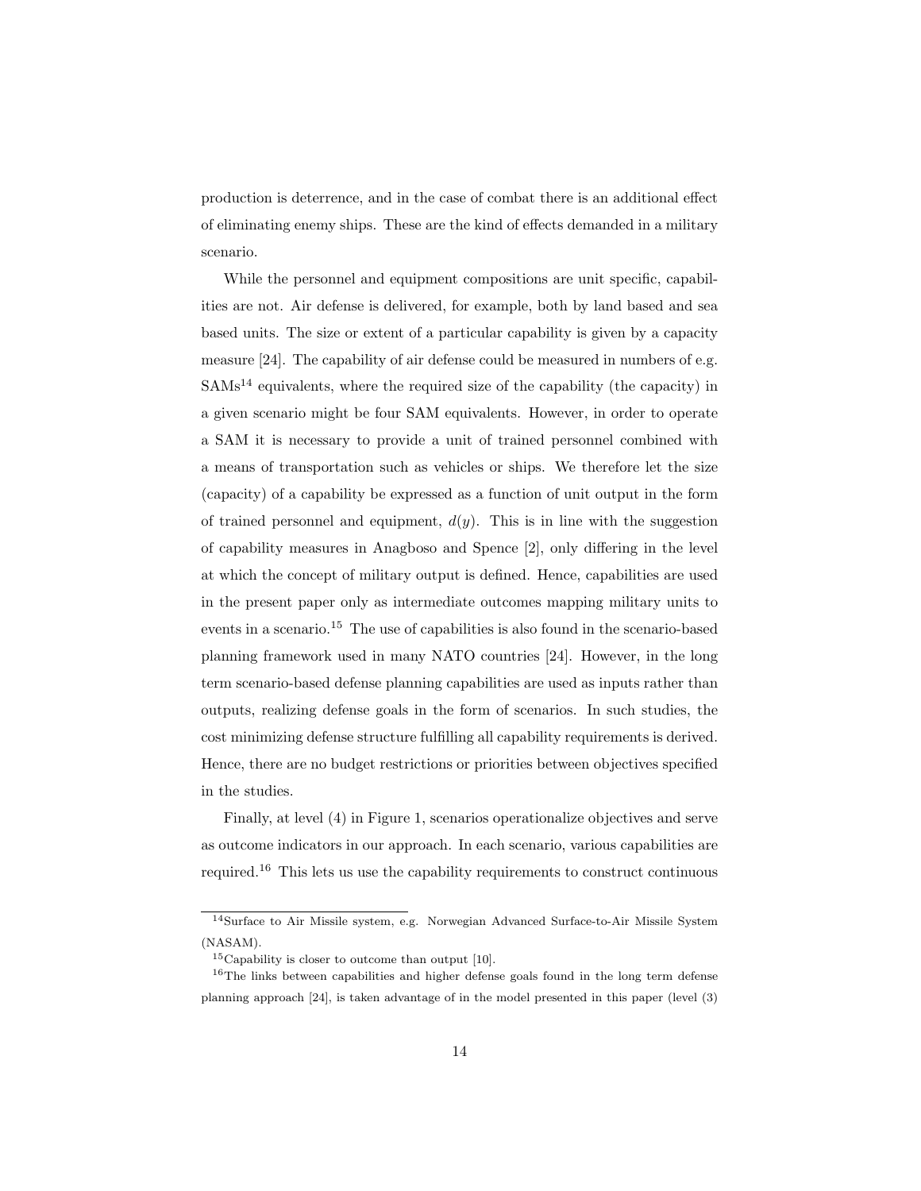production is deterrence, and in the case of combat there is an additional effect of eliminating enemy ships. These are the kind of effects demanded in a military scenario.

While the personnel and equipment compositions are unit specific, capabilities are not. Air defense is delivered, for example, both by land based and sea based units. The size or extent of a particular capability is given by a capacity measure [24]. The capability of air defense could be measured in numbers of e.g. SAMs[14] equivalents, where the required size of the capability (the capacity) in a given scenario might be four SAM equivalents. However, in order to operate a SAM it is necessary to provide a unit of trained personnel combined with a means of transportation such as vehicles or ships. We therefore let the size (capacity) of a capability be expressed as a function of unit output in the form of trained personnel and equipment, $d(y)$. This is in line with the suggestion of capability measures in Anagboso and Spence [2], only differing in the level at which the concept of military output is defined. Hence, capabilities are used in the present paper only as intermediate outcomes mapping military units to events in a scenario.[15] The use of capabilities is also found in the scenario-based planning framework used in many NATO countries [24]. However, in the long term scenario-based defense planning capabilities are used as inputs rather than outputs, realizing defense goals in the form of scenarios. In such studies, the cost minimizing defense structure fulfilling all capability requirements is derived. Hence, there are no budget restrictions or priorities between objectives specified in the studies.

Finally, at level (4) in Figure 1, scenarios operationalize objectives and serve as outcome indicators in our approach. In each scenario, various capabilities are required.[16] This lets us use the capability requirements to construct continuous

[14] Surface to Air Missile system, e.g. Norwegian Advanced Surface-to-Air Missile System (NASAM).

[15] Capability is closer to outcome than output [10].

[16] The links between capabilities and higher defense goals found in the long term defense planning approach [24], is taken advantage of in the model presented in this paper (level (3)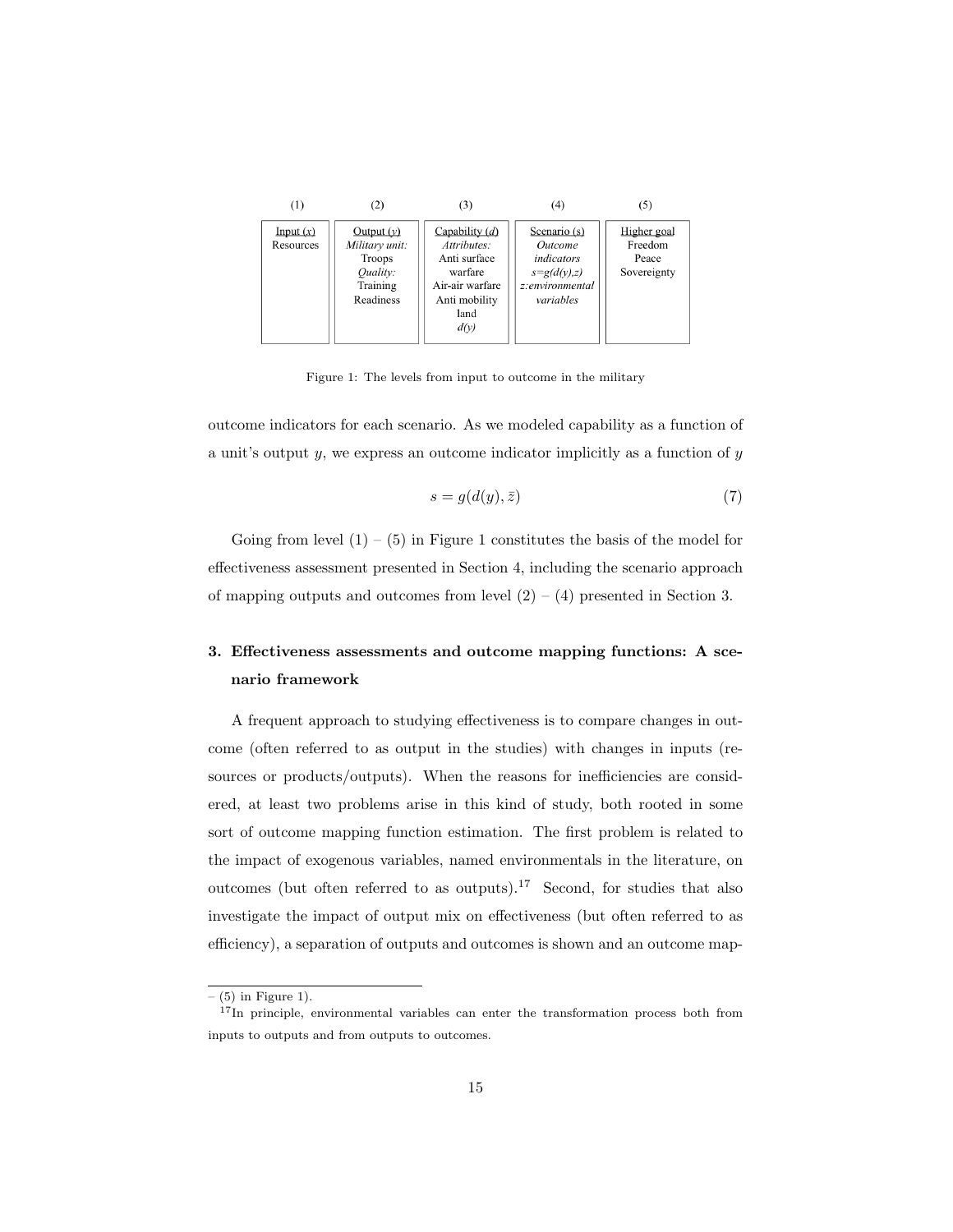| (1) | (2) | (3) | (4) | (5) |
|---|---|---|---|---|
| Input ($x$) | Output ($y$) | Capability ($d$) | Scenario ($s$) | Higher goal |
| Resources | *Military unit:* Troops *Quality:* Training Readiness | *Attributes:* Anti surface warfare Air-air warfare Anti mobility land $d(y)$ | *Outcome indicators* $s=g(d(y),z)$ *z:environmental variables* | Freedom Peace Sovereignty |

Figure 1: The levels from input to outcome in the military

outcome indicators for each scenario. As we modeled capability as a function of a unit's output $y$, we express an outcome indicator implicitly as a function of $y$

$$s = g(d(y), \bar{z}) \tag{7}$$

Going from level (1) – (5) in Figure 1 constitutes the basis of the model for effectiveness assessment presented in Section 4, including the scenario approach of mapping outputs and outcomes from level (2) – (4) presented in Section 3.

## 3. Effectiveness assessments and outcome mapping functions: A scenario framework

A frequent approach to studying effectiveness is to compare changes in outcome (often referred to as output in the studies) with changes in inputs (resources or products/outputs). When the reasons for inefficiencies are considered, at least two problems arise in this kind of study, both rooted in some sort of outcome mapping function estimation. The first problem is related to the impact of exogenous variables, named environmentals in the literature, on outcomes (but often referred to as outputs).[17] Second, for studies that also investigate the impact of output mix on effectiveness (but often referred to as efficiency), a separation of outputs and outcomes is shown and an outcome map-

– (5) in Figure 1).

[17] In principle, environmental variables can enter the transformation process both from inputs to outputs and from outputs to outcomes.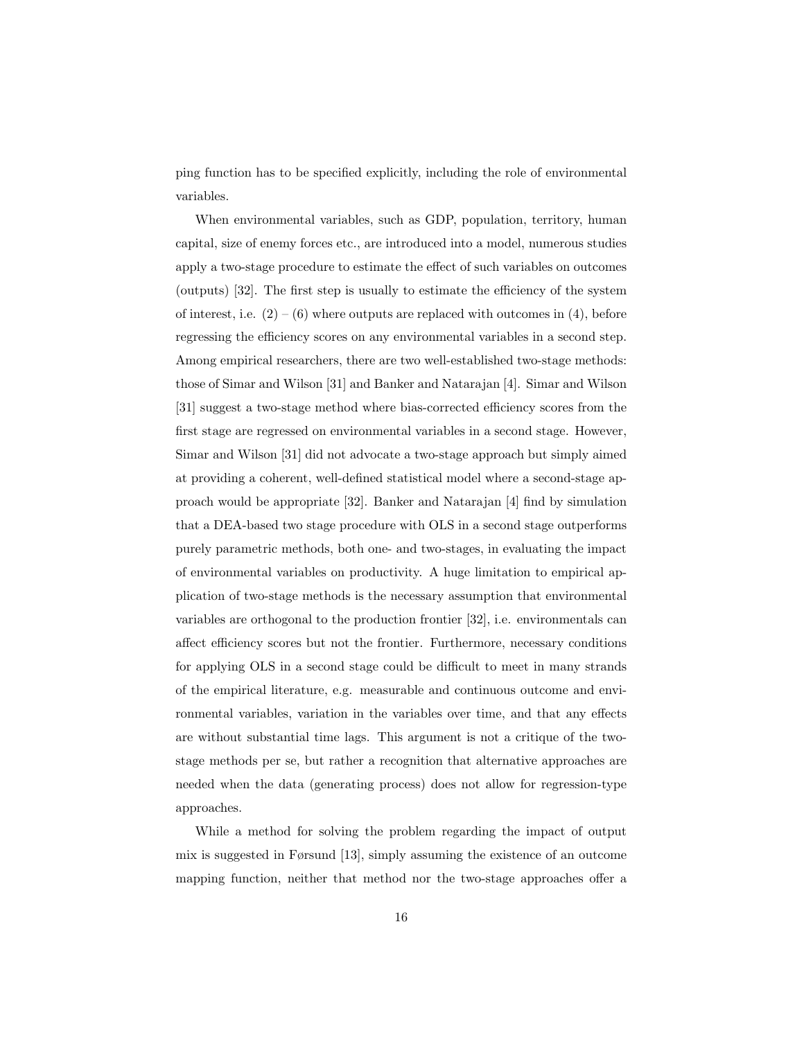ping function has to be specified explicitly, including the role of environmental variables.

When environmental variables, such as GDP, population, territory, human capital, size of enemy forces etc., are introduced into a model, numerous studies apply a two-stage procedure to estimate the effect of such variables on outcomes (outputs) [32]. The first step is usually to estimate the efficiency of the system of interest, i.e. (2) – (6) where outputs are replaced with outcomes in (4), before regressing the efficiency scores on any environmental variables in a second step. Among empirical researchers, there are two well-established two-stage methods: those of Simar and Wilson [31] and Banker and Natarajan [4]. Simar and Wilson [31] suggest a two-stage method where bias-corrected efficiency scores from the first stage are regressed on environmental variables in a second stage. However, Simar and Wilson [31] did not advocate a two-stage approach but simply aimed at providing a coherent, well-defined statistical model where a second-stage approach would be appropriate [32]. Banker and Natarajan [4] find by simulation that a DEA-based two stage procedure with OLS in a second stage outperforms purely parametric methods, both one- and two-stages, in evaluating the impact of environmental variables on productivity. A huge limitation to empirical application of two-stage methods is the necessary assumption that environmental variables are orthogonal to the production frontier [32], i.e. environmentals can affect efficiency scores but not the frontier. Furthermore, necessary conditions for applying OLS in a second stage could be difficult to meet in many strands of the empirical literature, e.g. measurable and continuous outcome and environmental variables, variation in the variables over time, and that any effects are without substantial time lags. This argument is not a critique of the two-stage methods per se, but rather a recognition that alternative approaches are needed when the data (generating process) does not allow for regression-type approaches.

While a method for solving the problem regarding the impact of output mix is suggested in Førsund [13], simply assuming the existence of an outcome mapping function, neither that method nor the two-stage approaches offer a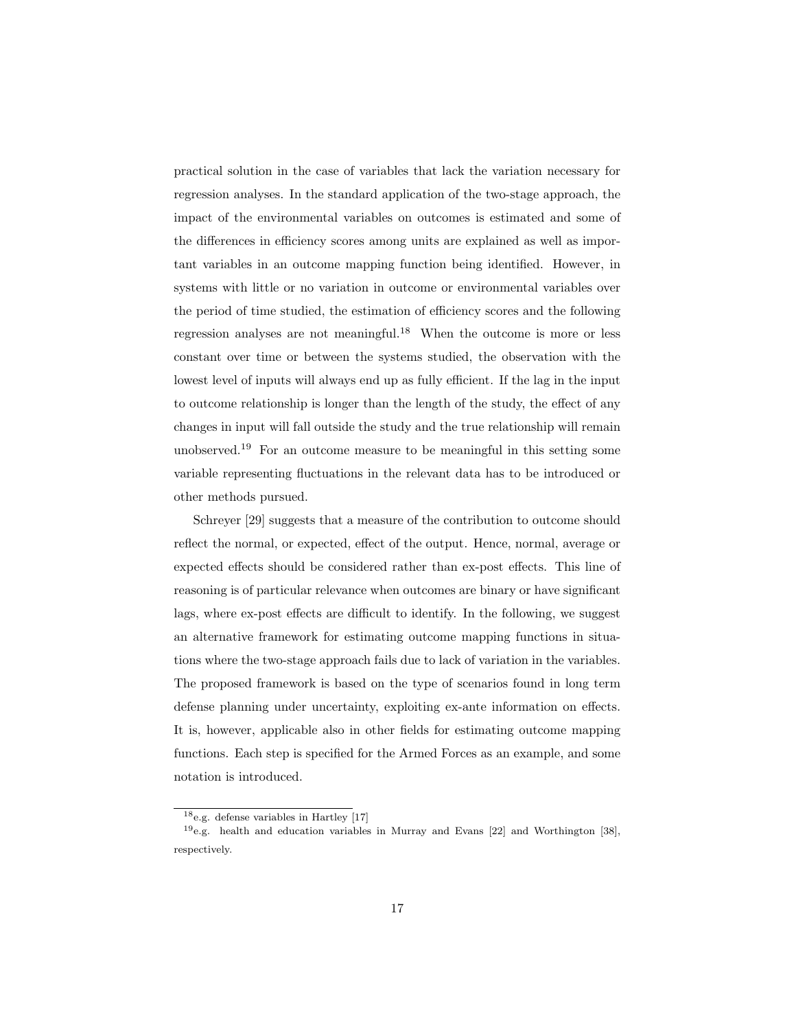practical solution in the case of variables that lack the variation necessary for regression analyses. In the standard application of the two-stage approach, the impact of the environmental variables on outcomes is estimated and some of the differences in efficiency scores among units are explained as well as important variables in an outcome mapping function being identified. However, in systems with little or no variation in outcome or environmental variables over the period of time studied, the estimation of efficiency scores and the following regression analyses are not meaningful.[18] When the outcome is more or less constant over time or between the systems studied, the observation with the lowest level of inputs will always end up as fully efficient. If the lag in the input to outcome relationship is longer than the length of the study, the effect of any changes in input will fall outside the study and the true relationship will remain unobserved.[19] For an outcome measure to be meaningful in this setting some variable representing fluctuations in the relevant data has to be introduced or other methods pursued.

Schreyer [29] suggests that a measure of the contribution to outcome should reflect the normal, or expected, effect of the output. Hence, normal, average or expected effects should be considered rather than ex-post effects. This line of reasoning is of particular relevance when outcomes are binary or have significant lags, where ex-post effects are difficult to identify. In the following, we suggest an alternative framework for estimating outcome mapping functions in situations where the two-stage approach fails due to lack of variation in the variables. The proposed framework is based on the type of scenarios found in long term defense planning under uncertainty, exploiting ex-ante information on effects. It is, however, applicable also in other fields for estimating outcome mapping functions. Each step is specified for the Armed Forces as an example, and some notation is introduced.

---

[18] e.g. defense variables in Hartley [17]

[19] e.g. health and education variables in Murray and Evans [22] and Worthington [38], respectively.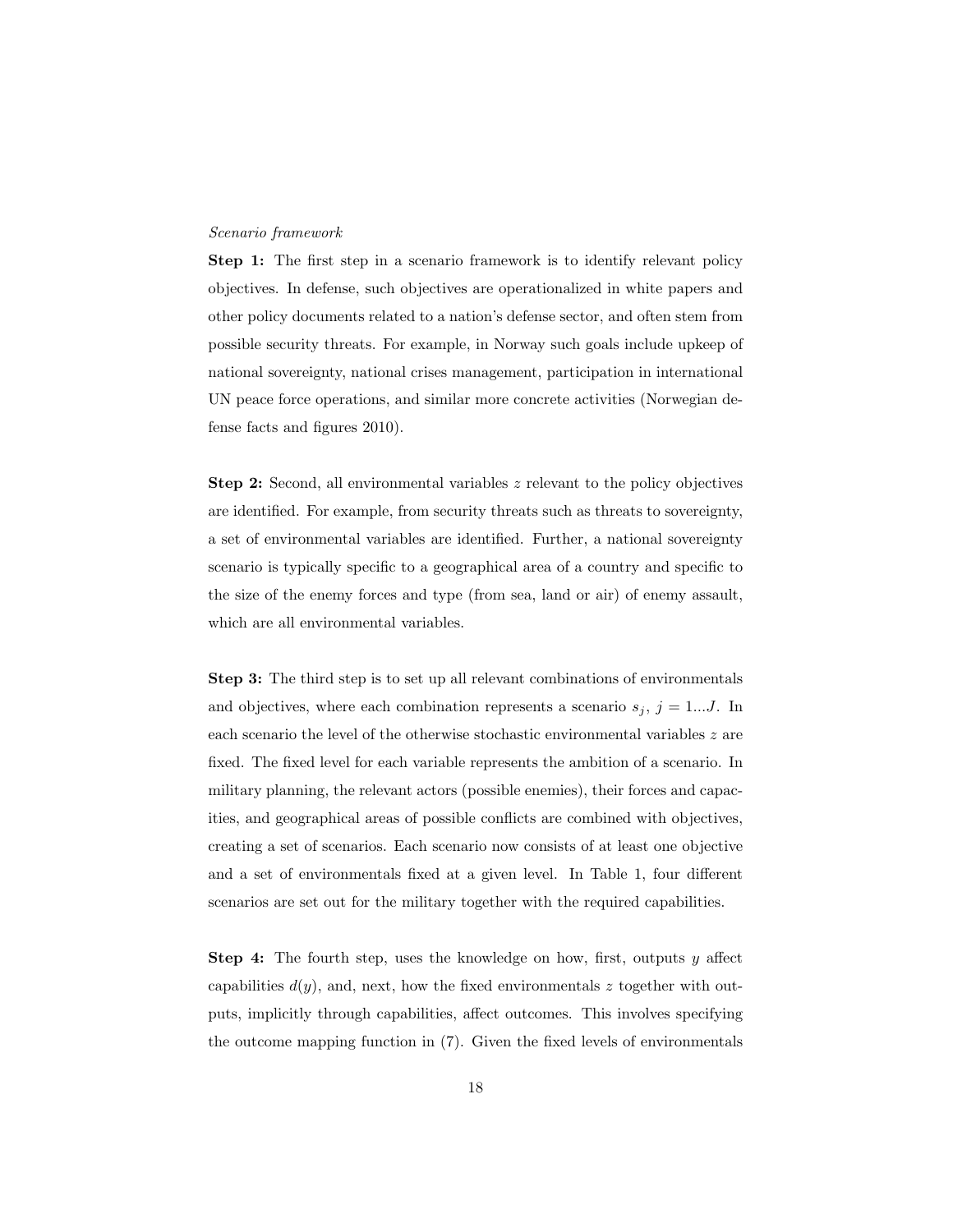*Scenario framework*

**Step 1:** The first step in a scenario framework is to identify relevant policy objectives. In defense, such objectives are operationalized in white papers and other policy documents related to a nation's defense sector, and often stem from possible security threats. For example, in Norway such goals include upkeep of national sovereignty, national crises management, participation in international UN peace force operations, and similar more concrete activities (Norwegian defense facts and figures 2010).

**Step 2:** Second, all environmental variables $z$ relevant to the policy objectives are identified. For example, from security threats such as threats to sovereignty, a set of environmental variables are identified. Further, a national sovereignty scenario is typically specific to a geographical area of a country and specific to the size of the enemy forces and type (from sea, land or air) of enemy assault, which are all environmental variables.

**Step 3:** The third step is to set up all relevant combinations of environmentals and objectives, where each combination represents a scenario $s_j$, $j = 1...J$. In each scenario the level of the otherwise stochastic environmental variables $z$ are fixed. The fixed level for each variable represents the ambition of a scenario. In military planning, the relevant actors (possible enemies), their forces and capacities, and geographical areas of possible conflicts are combined with objectives, creating a set of scenarios. Each scenario now consists of at least one objective and a set of environmentals fixed at a given level. In Table 1, four different scenarios are set out for the military together with the required capabilities.

**Step 4:** The fourth step, uses the knowledge on how, first, outputs $y$ affect capabilities $d(y)$, and, next, how the fixed environmentals $z$ together with outputs, implicitly through capabilities, affect outcomes. This involves specifying the outcome mapping function in (7). Given the fixed levels of environmentals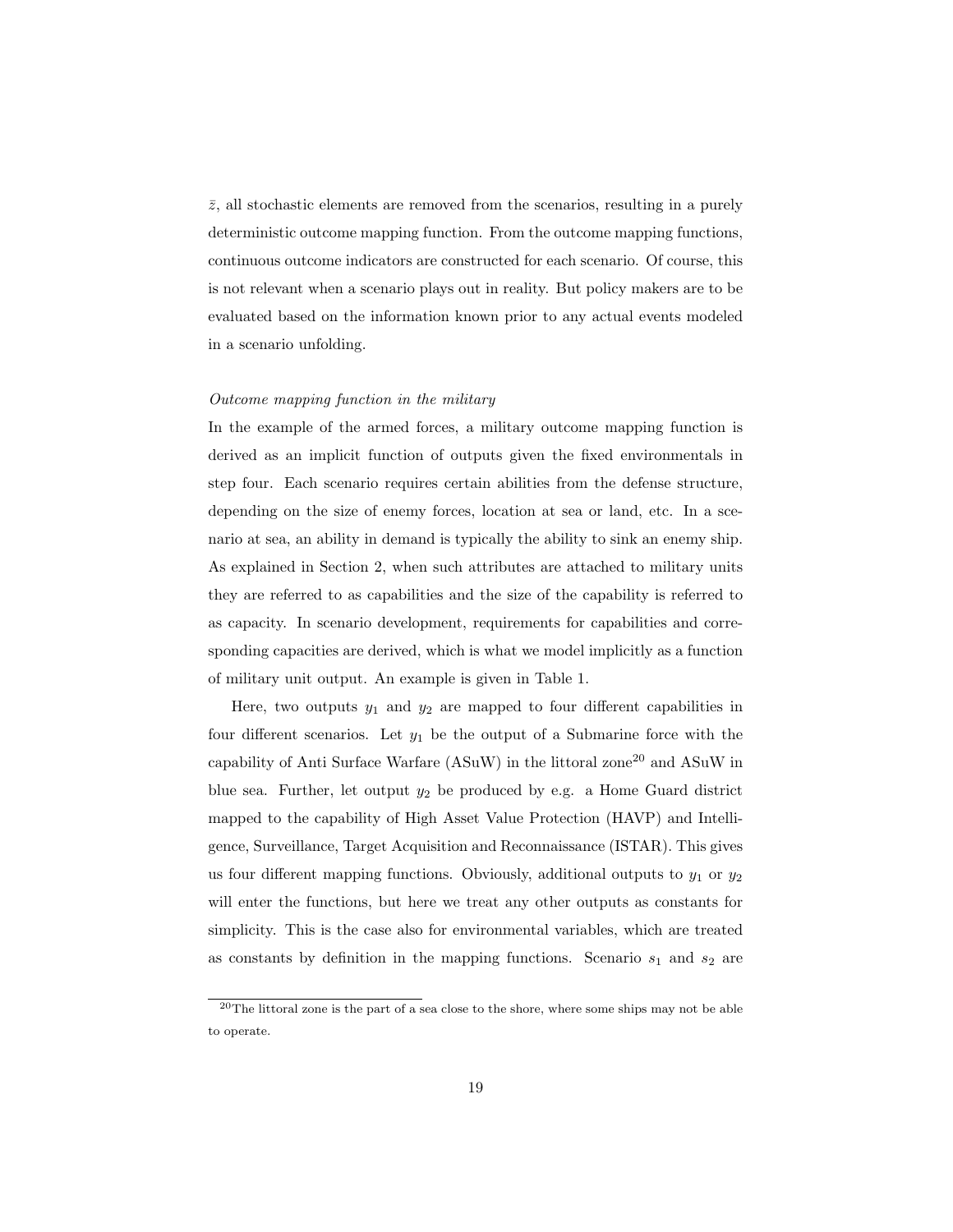$\bar{z}$, all stochastic elements are removed from the scenarios, resulting in a purely deterministic outcome mapping function. From the outcome mapping functions, continuous outcome indicators are constructed for each scenario. Of course, this is not relevant when a scenario plays out in reality. But policy makers are to be evaluated based on the information known prior to any actual events modeled in a scenario unfolding.

*Outcome mapping function in the military*

In the example of the armed forces, a military outcome mapping function is derived as an implicit function of outputs given the fixed environmentals in step four. Each scenario requires certain abilities from the defense structure, depending on the size of enemy forces, location at sea or land, etc. In a scenario at sea, an ability in demand is typically the ability to sink an enemy ship. As explained in Section 2, when such attributes are attached to military units they are referred to as capabilities and the size of the capability is referred to as capacity. In scenario development, requirements for capabilities and corresponding capacities are derived, which is what we model implicitly as a function of military unit output. An example is given in Table 1.

Here, two outputs $y_1$ and $y_2$ are mapped to four different capabilities in four different scenarios. Let $y_1$ be the output of a Submarine force with the capability of Anti Surface Warfare (ASuW) in the littoral zone[20] and ASuW in blue sea. Further, let output $y_2$ be produced by e.g. a Home Guard district mapped to the capability of High Asset Value Protection (HAVP) and Intelligence, Surveillance, Target Acquisition and Reconnaissance (ISTAR). This gives us four different mapping functions. Obviously, additional outputs to $y_1$ or $y_2$ will enter the functions, but here we treat any other outputs as constants for simplicity. This is the case also for environmental variables, which are treated as constants by definition in the mapping functions. Scenario $s_1$ and $s_2$ are

[20] The littoral zone is the part of a sea close to the shore, where some ships may not be able to operate.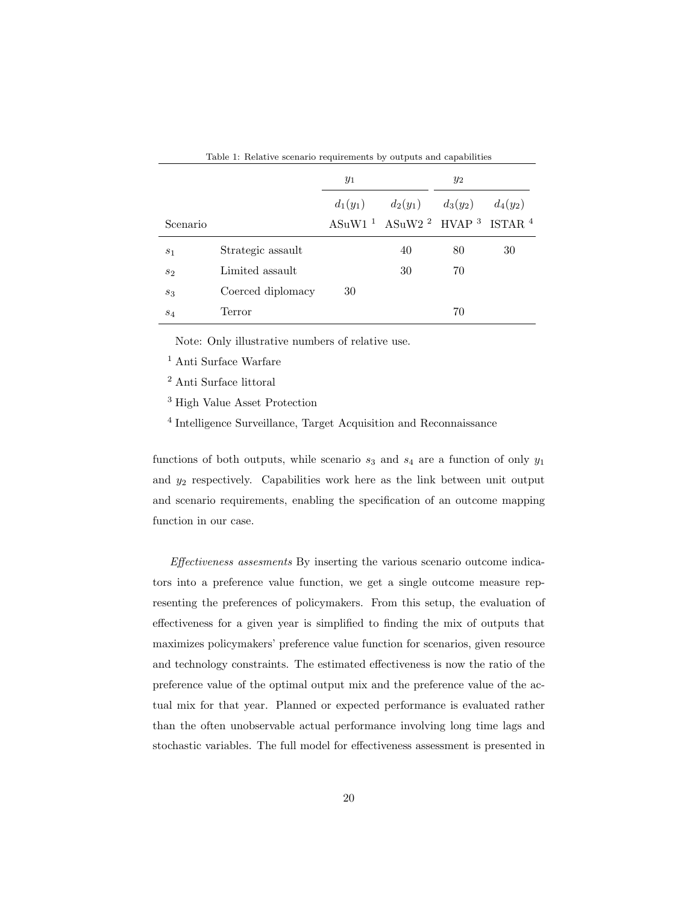Table 1: Relative scenario requirements by outputs and capabilities

| | | $y_1$ | | $y_2$ | |
|---|---|---|---|---|---|
| | | $d_1(y_1)$ | $d_2(y_1)$ | $d_3(y_2)$ | $d_4(y_2)$ |
| Scenario | | ASuW1 [1] | ASuW2 [2] | HVAP [3] | ISTAR [4] |
| $s_1$ | Strategic assault | | 40 | 80 | 30 |
| $s_2$ | Limited assault | | 30 | 70 | |
| $s_3$ | Coerced diplomacy | 30 | | | |
| $s_4$ | Terror | | | 70 | |

Note: Only illustrative numbers of relative use.

[1] Anti Surface Warfare

[2] Anti Surface littoral

[3] High Value Asset Protection

[4] Intelligence Surveillance, Target Acquisition and Reconnaissance

functions of both outputs, while scenario $s_3$ and $s_4$ are a function of only $y_1$ and $y_2$ respectively. Capabilities work here as the link between unit output and scenario requirements, enabling the specification of an outcome mapping function in our case.

*Effectiveness assesments* By inserting the various scenario outcome indicators into a preference value function, we get a single outcome measure representing the preferences of policymakers. From this setup, the evaluation of effectiveness for a given year is simplified to finding the mix of outputs that maximizes policymakers' preference value function for scenarios, given resource and technology constraints. The estimated effectiveness is now the ratio of the preference value of the optimal output mix and the preference value of the actual mix for that year. Planned or expected performance is evaluated rather than the often unobservable actual performance involving long time lags and stochastic variables. The full model for effectiveness assessment is presented in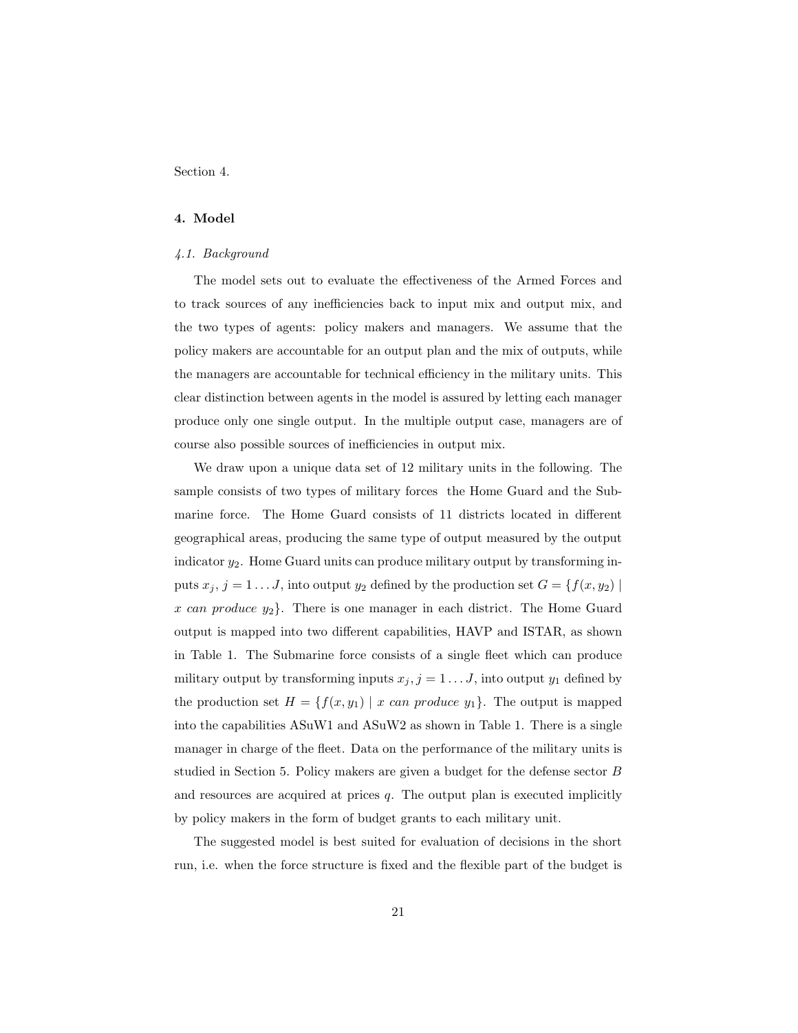Section 4.

## 4. Model

### *4.1. Background*

The model sets out to evaluate the effectiveness of the Armed Forces and to track sources of any inefficiencies back to input mix and output mix, and the two types of agents: policy makers and managers. We assume that the policy makers are accountable for an output plan and the mix of outputs, while the managers are accountable for technical efficiency in the military units. This clear distinction between agents in the model is assured by letting each manager produce only one single output. In the multiple output case, managers are of course also possible sources of inefficiencies in output mix.

We draw upon a unique data set of 12 military units in the following. The sample consists of two types of military forces the Home Guard and the Submarine force. The Home Guard consists of 11 districts located in different geographical areas, producing the same type of output measured by the output indicator $y_2$. Home Guard units can produce military output by transforming inputs $x_j$, $j = 1 \ldots J$, into output $y_2$ defined by the production set $G = \{f(x, y_2) \mid x \textit{ can produce } y_2\}$. There is one manager in each district. The Home Guard output is mapped into two different capabilities, HAVP and ISTAR, as shown in Table 1. The Submarine force consists of a single fleet which can produce military output by transforming inputs $x_j$, $j = 1 \ldots J$, into output $y_1$ defined by the production set $H = \{f(x, y_1) \mid x \textit{ can produce } y_1\}$. The output is mapped into the capabilities ASuW1 and ASuW2 as shown in Table 1. There is a single manager in charge of the fleet. Data on the performance of the military units is studied in Section 5. Policy makers are given a budget for the defense sector $B$ and resources are acquired at prices $q$. The output plan is executed implicitly by policy makers in the form of budget grants to each military unit.

The suggested model is best suited for evaluation of decisions in the short run, i.e. when the force structure is fixed and the flexible part of the budget is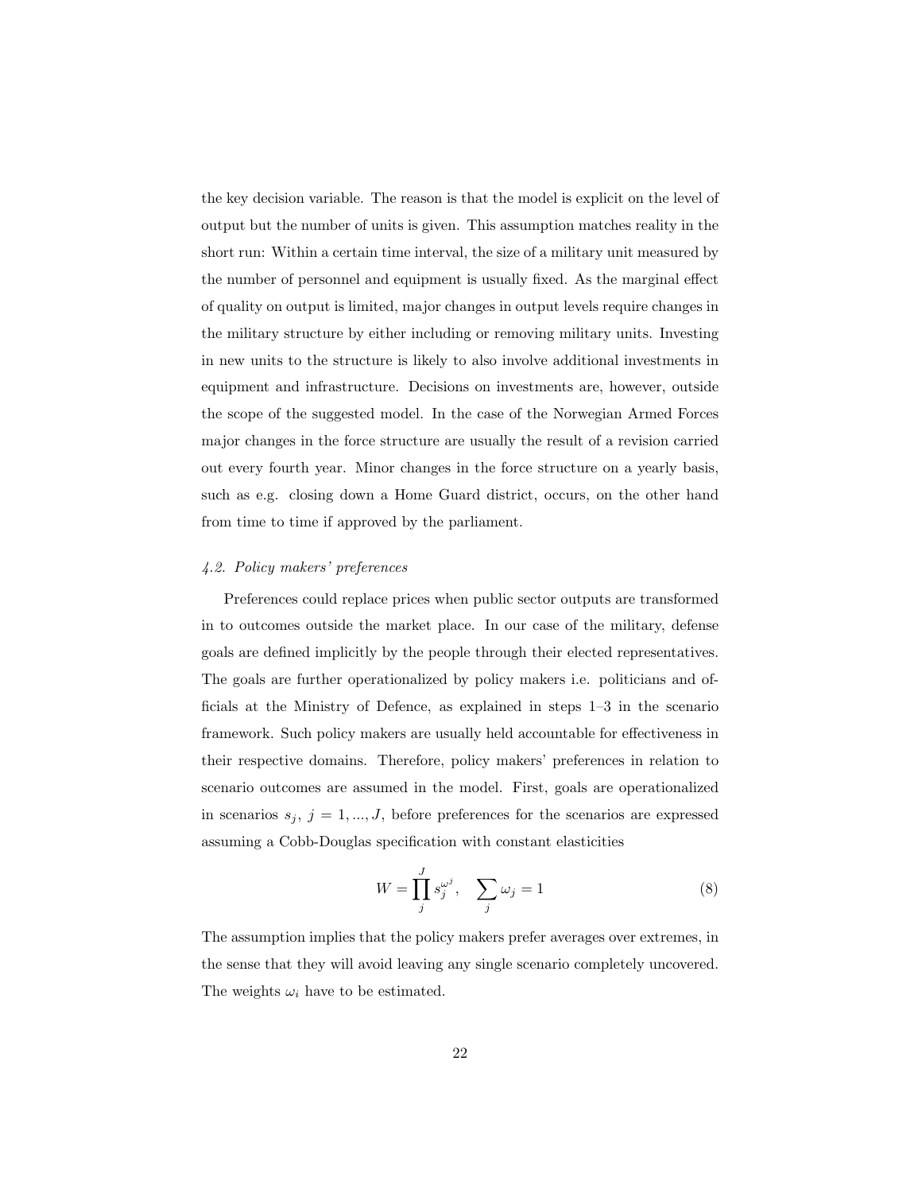the key decision variable. The reason is that the model is explicit on the level of output but the number of units is given. This assumption matches reality in the short run: Within a certain time interval, the size of a military unit measured by the number of personnel and equipment is usually fixed. As the marginal effect of quality on output is limited, major changes in output levels require changes in the military structure by either including or removing military units. Investing in new units to the structure is likely to also involve additional investments in equipment and infrastructure. Decisions on investments are, however, outside the scope of the suggested model. In the case of the Norwegian Armed Forces major changes in the force structure are usually the result of a revision carried out every fourth year. Minor changes in the force structure on a yearly basis, such as e.g. closing down a Home Guard district, occurs, on the other hand from time to time if approved by the parliament.

### *4.2. Policy makers' preferences*

Preferences could replace prices when public sector outputs are transformed in to outcomes outside the market place. In our case of the military, defense goals are defined implicitly by the people through their elected representatives. The goals are further operationalized by policy makers i.e. politicians and officials at the Ministry of Defence, as explained in steps 1–3 in the scenario framework. Such policy makers are usually held accountable for effectiveness in their respective domains. Therefore, policy makers' preferences in relation to scenario outcomes are assumed in the model. First, goals are operationalized in scenarios $s_j$, $j = 1, ..., J$, before preferences for the scenarios are expressed assuming a Cobb-Douglas specification with constant elasticities

$$W = \prod_{j}^{J} s_j^{\omega^j}, \quad \sum_j \omega_j = 1 \tag{8}$$

The assumption implies that the policy makers prefer averages over extremes, in the sense that they will avoid leaving any single scenario completely uncovered. The weights $\omega_i$ have to be estimated.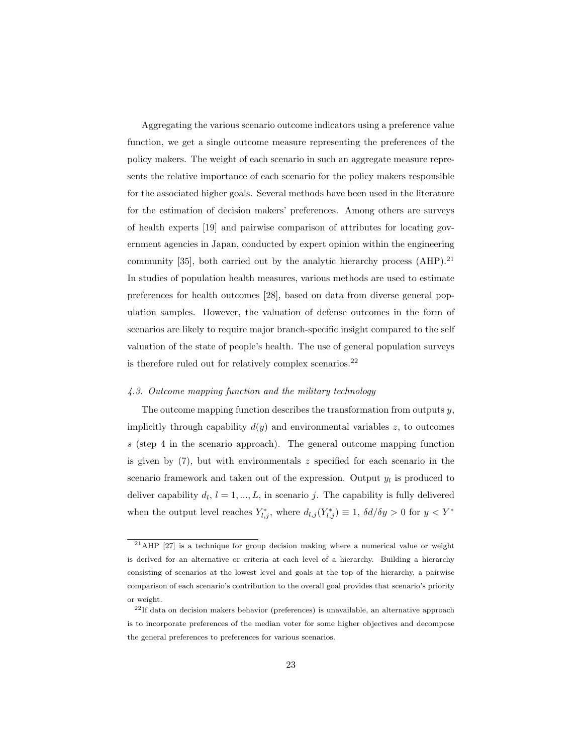Aggregating the various scenario outcome indicators using a preference value function, we get a single outcome measure representing the preferences of the policy makers. The weight of each scenario in such an aggregate measure represents the relative importance of each scenario for the policy makers responsible for the associated higher goals. Several methods have been used in the literature for the estimation of decision makers' preferences. Among others are surveys of health experts [19] and pairwise comparison of attributes for locating government agencies in Japan, conducted by expert opinion within the engineering community [35], both carried out by the analytic hierarchy process (AHP).[21] In studies of population health measures, various methods are used to estimate preferences for health outcomes [28], based on data from diverse general population samples. However, the valuation of defense outcomes in the form of scenarios are likely to require major branch-specific insight compared to the self valuation of the state of people's health. The use of general population surveys is therefore ruled out for relatively complex scenarios.[22]

### *4.3. Outcome mapping function and the military technology*

The outcome mapping function describes the transformation from outputs $y$, implicitly through capability $d(y)$ and environmental variables $z$, to outcomes $s$ (step 4 in the scenario approach). The general outcome mapping function is given by (7), but with environmentals $z$ specified for each scenario in the scenario framework and taken out of the expression. Output $y_l$ is produced to deliver capability $d_l$, $l = 1, ..., L$, in scenario $j$. The capability is fully delivered when the output level reaches $Y^*_{l,j}$, where $d_{l,j}(Y^*_{l,j}) \equiv 1$, $\delta d/\delta y > 0$ for $y < Y^*$

---

[21] AHP [27] is a technique for group decision making where a numerical value or weight is derived for an alternative or criteria at each level of a hierarchy. Building a hierarchy consisting of scenarios at the lowest level and goals at the top of the hierarchy, a pairwise comparison of each scenario's contribution to the overall goal provides that scenario's priority or weight.

[22] If data on decision makers behavior (preferences) is unavailable, an alternative approach is to incorporate preferences of the median voter for some higher objectives and decompose the general preferences to preferences for various scenarios.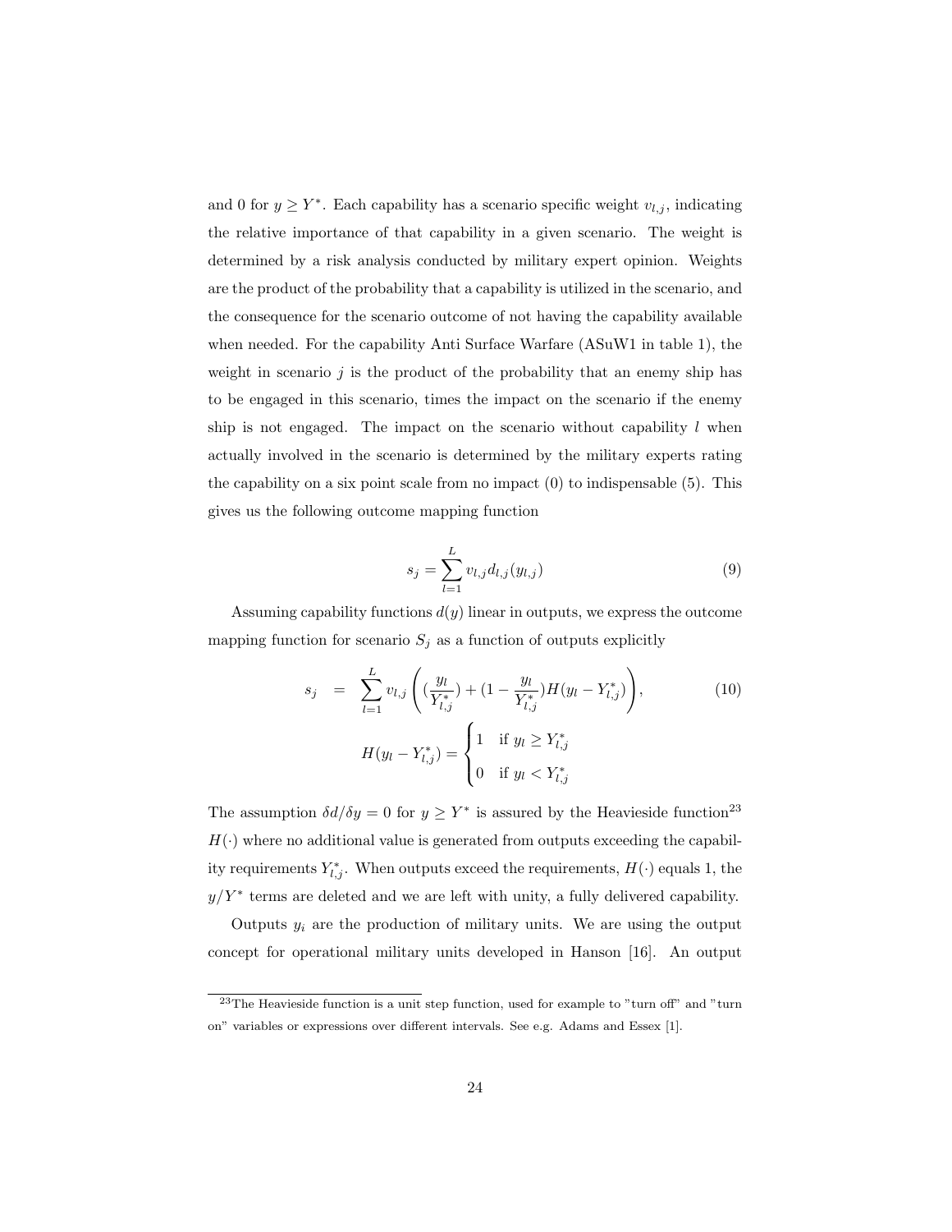and 0 for $y \geq Y^*$. Each capability has a scenario specific weight $v_{l,j}$, indicating the relative importance of that capability in a given scenario. The weight is determined by a risk analysis conducted by military expert opinion. Weights are the product of the probability that a capability is utilized in the scenario, and the consequence for the scenario outcome of not having the capability available when needed. For the capability Anti Surface Warfare (ASuW1 in table 1), the weight in scenario $j$ is the product of the probability that an enemy ship has to be engaged in this scenario, times the impact on the scenario if the enemy ship is not engaged. The impact on the scenario without capability $l$ when actually involved in the scenario is determined by the military experts rating the capability on a six point scale from no impact (0) to indispensable (5). This gives us the following outcome mapping function

$$s_j = \sum_{l=1}^{L} v_{l,j} d_{l,j}(y_{l,j}) \tag{9}$$

Assuming capability functions $d(y)$ linear in outputs, we express the outcome mapping function for scenario $S_j$ as a function of outputs explicitly

$$s_j = \sum_{l=1}^{L} v_{l,j} \left( \left(\frac{y_l}{Y^*_{l,j}}\right) + \left(1 - \frac{y_l}{Y^*_{l,j}}\right) H(y_l - Y^*_{l,j}) \right), \tag{10}$$

$$H(y_l - Y^*_{l,j}) = \begin{cases} 1 & \text{if } y_l \geq Y^*_{l,j} \\ 0 & \text{if } y_l < Y^*_{l,j} \end{cases}$$

The assumption $\delta d / \delta y = 0$ for $y \geq Y^*$ is assured by the Heavieside function[23] $H(\cdot)$ where no additional value is generated from outputs exceeding the capability requirements $Y^*_{l,j}$. When outputs exceed the requirements, $H(\cdot)$ equals 1, the $y/Y^*$ terms are deleted and we are left with unity, a fully delivered capability.

Outputs $y_i$ are the production of military units. We are using the output concept for operational military units developed in Hanson [16]. An output

---

[23] The Heavieside function is a unit step function, used for example to "turn off" and "turn on" variables or expressions over different intervals. See e.g. Adams and Essex [1].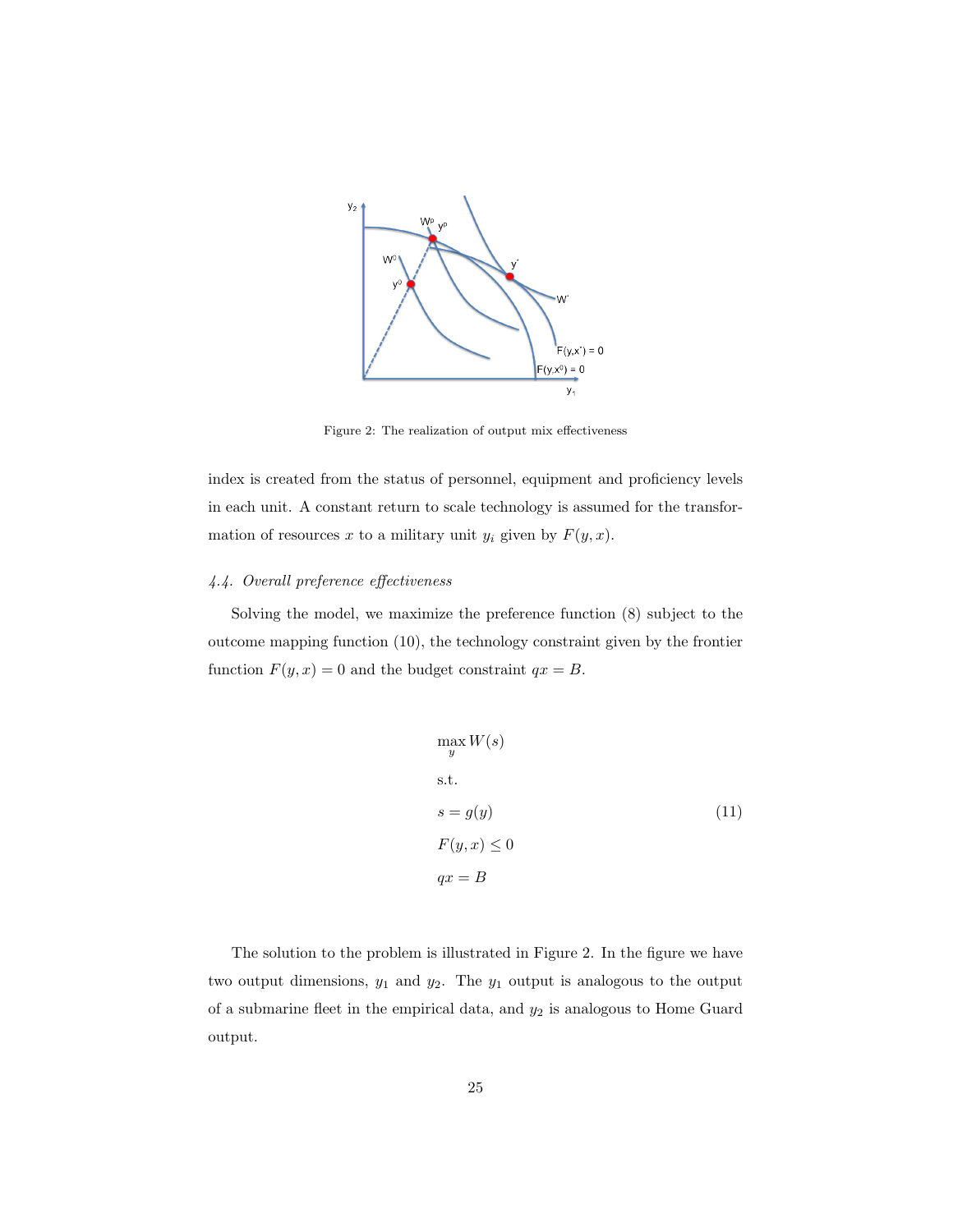Figure 2: The realization of output mix effectiveness

index is created from the status of personnel, equipment and proficiency levels in each unit. A constant return to scale technology is assumed for the transformation of resources $x$ to a military unit $y_i$ given by $F(y, x)$.

### *4.4. Overall preference effectiveness*

Solving the model, we maximize the preference function (8) subject to the outcome mapping function (10), the technology constraint given by the frontier function $F(y, x) = 0$ and the budget constraint $qx = B$.

$$
\begin{aligned}
&\max_{y} W(s) \\
&\text{s.t.} \\
&s = g(y) \\
&F(y, x) \leq 0 \\
&qx = B
\end{aligned}
\tag{11}
$$

The solution to the problem is illustrated in Figure 2. In the figure we have two output dimensions, $y_1$ and $y_2$. The $y_1$ output is analogous to the output of a submarine fleet in the empirical data, and $y_2$ is analogous to Home Guard output.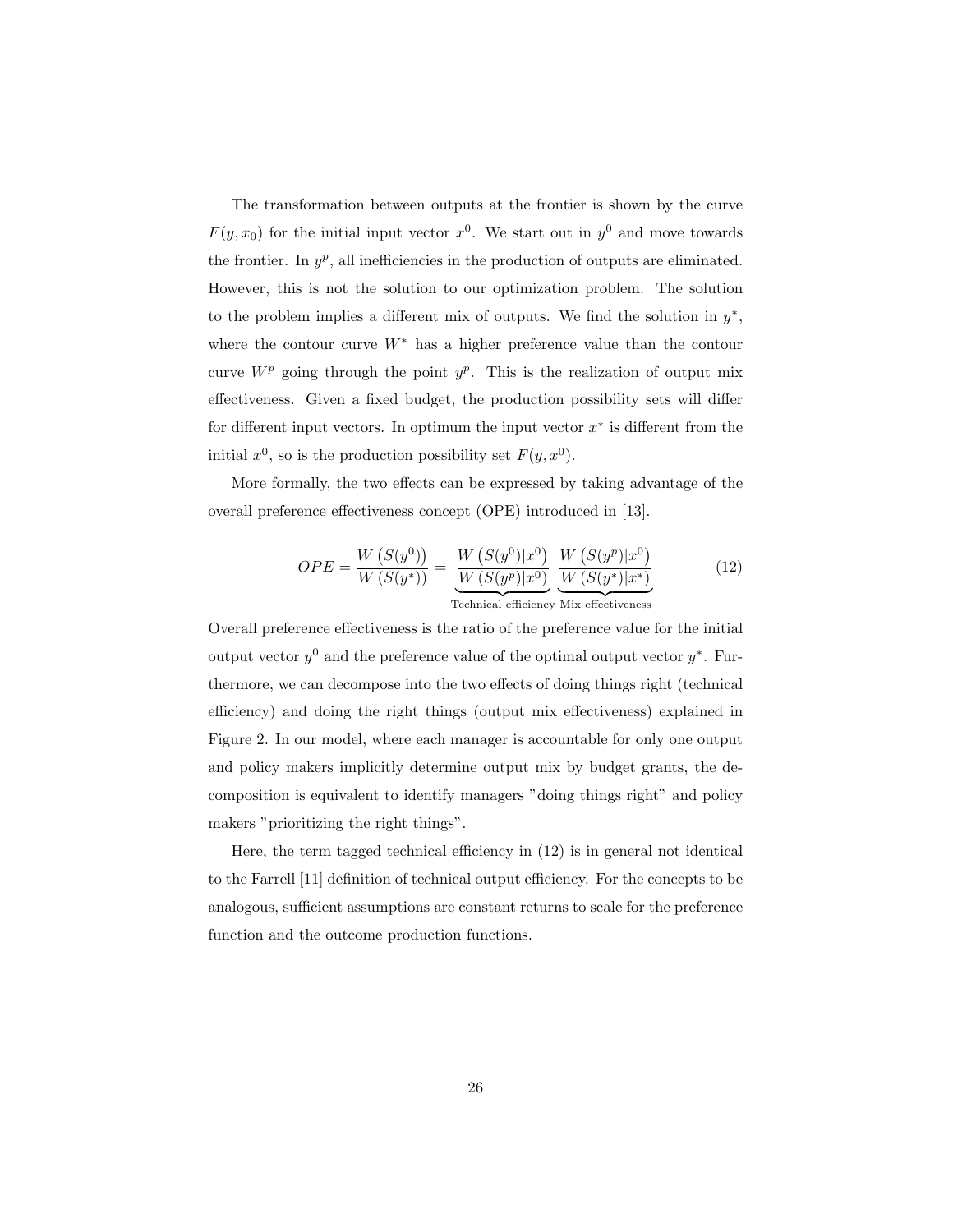The transformation between outputs at the frontier is shown by the curve $F(y, x_0)$ for the initial input vector $x^0$. We start out in $y^0$ and move towards the frontier. In $y^p$, all inefficiencies in the production of outputs are eliminated. However, this is not the solution to our optimization problem. The solution to the problem implies a different mix of outputs. We find the solution in $y^*$, where the contour curve $W^*$ has a higher preference value than the contour curve $W^p$ going through the point $y^p$. This is the realization of output mix effectiveness. Given a fixed budget, the production possibility sets will differ for different input vectors. In optimum the input vector $x^*$ is different from the initial $x^0$, so is the production possibility set $F(y, x^0)$.

More formally, the two effects can be expressed by taking advantage of the overall preference effectiveness concept (OPE) introduced in [13].

$$OPE = \frac{W\left(S(y^0)\right)}{W\left(S(y^*)\right)} = \underbrace{\frac{W\left(S(y^0)|x^0\right)}{W\left(S(y^p)|x^0\right)}}_{\text{Technical efficiency}} \underbrace{\frac{W\left(S(y^p)|x^0\right)}{W\left(S(y^*)|x^*\right)}}_{\text{Mix effectiveness}} \tag{12}$$

Overall preference effectiveness is the ratio of the preference value for the initial output vector $y^0$ and the preference value of the optimal output vector $y^*$. Furthermore, we can decompose into the two effects of doing things right (technical efficiency) and doing the right things (output mix effectiveness) explained in Figure 2. In our model, where each manager is accountable for only one output and policy makers implicitly determine output mix by budget grants, the decomposition is equivalent to identify managers "doing things right" and policy makers "prioritizing the right things".

Here, the term tagged technical efficiency in (12) is in general not identical to the Farrell [11] definition of technical output efficiency. For the concepts to be analogous, sufficient assumptions are constant returns to scale for the preference function and the outcome production functions.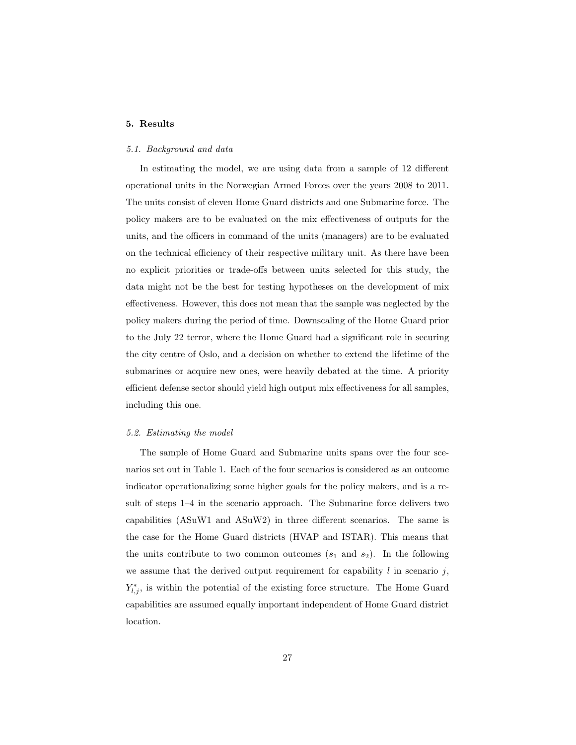## 5. Results

### *5.1. Background and data*

In estimating the model, we are using data from a sample of 12 different operational units in the Norwegian Armed Forces over the years 2008 to 2011. The units consist of eleven Home Guard districts and one Submarine force. The policy makers are to be evaluated on the mix effectiveness of outputs for the units, and the officers in command of the units (managers) are to be evaluated on the technical efficiency of their respective military unit. As there have been no explicit priorities or trade-offs between units selected for this study, the data might not be the best for testing hypotheses on the development of mix effectiveness. However, this does not mean that the sample was neglected by the policy makers during the period of time. Downscaling of the Home Guard prior to the July 22 terror, where the Home Guard had a significant role in securing the city centre of Oslo, and a decision on whether to extend the lifetime of the submarines or acquire new ones, were heavily debated at the time. A priority efficient defense sector should yield high output mix effectiveness for all samples, including this one.

### *5.2. Estimating the model*

The sample of Home Guard and Submarine units spans over the four scenarios set out in Table 1. Each of the four scenarios is considered as an outcome indicator operationalizing some higher goals for the policy makers, and is a result of steps 1–4 in the scenario approach. The Submarine force delivers two capabilities (ASuW1 and ASuW2) in three different scenarios. The same is the case for the Home Guard districts (HVAP and ISTAR). This means that the units contribute to two common outcomes ($s_1$ and $s_2$). In the following we assume that the derived output requirement for capability $l$ in scenario $j$, $Y^*_{l,j}$, is within the potential of the existing force structure. The Home Guard capabilities are assumed equally important independent of Home Guard district location.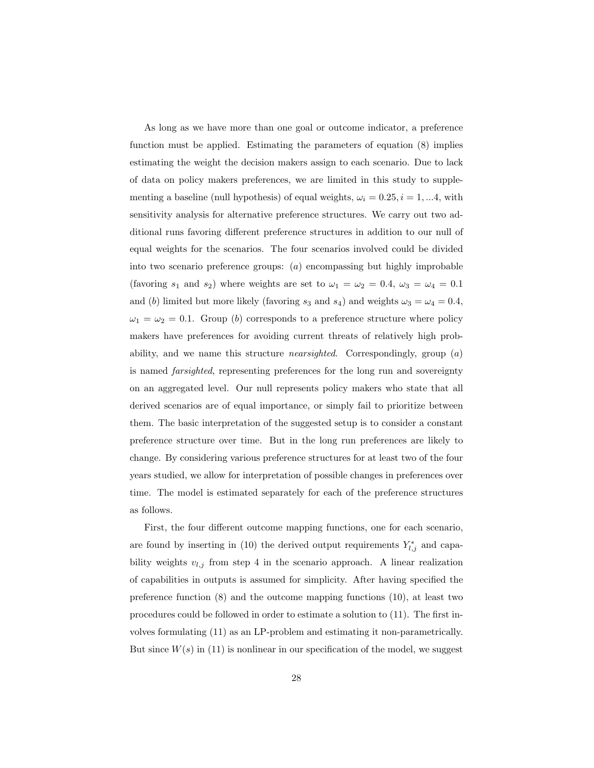As long as we have more than one goal or outcome indicator, a preference function must be applied. Estimating the parameters of equation (8) implies estimating the weight the decision makers assign to each scenario. Due to lack of data on policy makers preferences, we are limited in this study to supplementing a baseline (null hypothesis) of equal weights, $\omega_i = 0.25, i = 1, ...4$, with sensitivity analysis for alternative preference structures. We carry out two additional runs favoring different preference structures in addition to our null of equal weights for the scenarios. The four scenarios involved could be divided into two scenario preference groups: ($a$) encompassing but highly improbable (favoring $s_1$ and $s_2$) where weights are set to $\omega_1 = \omega_2 = 0.4$, $\omega_3 = \omega_4 = 0.1$ and ($b$) limited but more likely (favoring $s_3$ and $s_4$) and weights $\omega_3 = \omega_4 = 0.4$, $\omega_1 = \omega_2 = 0.1$. Group ($b$) corresponds to a preference structure where policy makers have preferences for avoiding current threats of relatively high probability, and we name this structure *nearsighted*. Correspondingly, group ($a$) is named *farsighted*, representing preferences for the long run and sovereignty on an aggregated level. Our null represents policy makers who state that all derived scenarios are of equal importance, or simply fail to prioritize between them. The basic interpretation of the suggested setup is to consider a constant preference structure over time. But in the long run preferences are likely to change. By considering various preference structures for at least two of the four years studied, we allow for interpretation of possible changes in preferences over time. The model is estimated separately for each of the preference structures as follows.

First, the four different outcome mapping functions, one for each scenario, are found by inserting in (10) the derived output requirements $Y^*_{l,j}$ and capability weights $v_{l,j}$ from step 4 in the scenario approach. A linear realization of capabilities in outputs is assumed for simplicity. After having specified the preference function (8) and the outcome mapping functions (10), at least two procedures could be followed in order to estimate a solution to (11). The first involves formulating (11) as an LP-problem and estimating it non-parametrically. But since $W(s)$ in (11) is nonlinear in our specification of the model, we suggest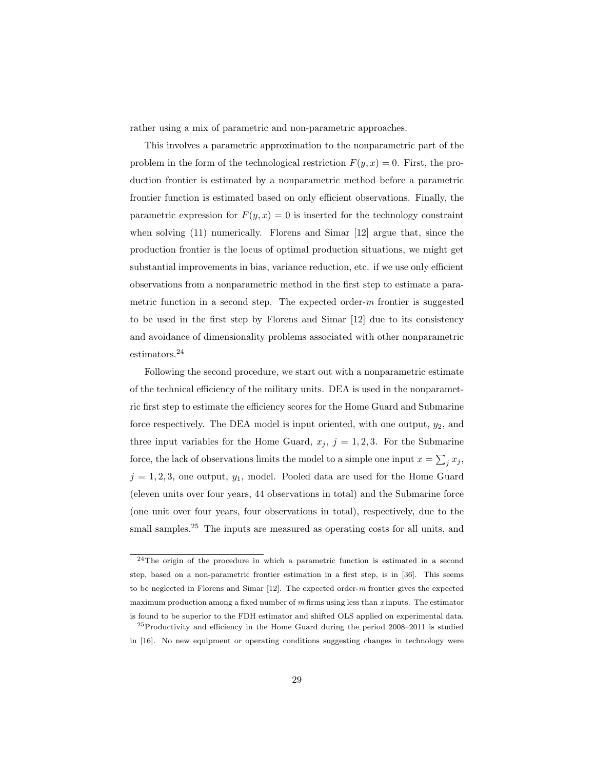rather using a mix of parametric and non-parametric approaches.

This involves a parametric approximation to the nonparametric part of the problem in the form of the technological restriction $F(y, x) = 0$. First, the production frontier is estimated by a nonparametric method before a parametric frontier function is estimated based on only efficient observations. Finally, the parametric expression for $F(y, x) = 0$ is inserted for the technology constraint when solving (11) numerically. Florens and Simar [12] argue that, since the production frontier is the locus of optimal production situations, we might get substantial improvements in bias, variance reduction, etc. if we use only efficient observations from a nonparametric method in the first step to estimate a parametric function in a second step. The expected order-$m$ frontier is suggested to be used in the first step by Florens and Simar [12] due to its consistency and avoidance of dimensionality problems associated with other nonparametric estimators.[24]

Following the second procedure, we start out with a nonparametric estimate of the technical efficiency of the military units. DEA is used in the nonparametric first step to estimate the efficiency scores for the Home Guard and Submarine force respectively. The DEA model is input oriented, with one output, $y_2$, and three input variables for the Home Guard, $x_j$, $j = 1, 2, 3$. For the Submarine force, the lack of observations limits the model to a simple one input $x = \sum_j x_j$, $j = 1, 2, 3$, one output, $y_1$, model. Pooled data are used for the Home Guard (eleven units over four years, 44 observations in total) and the Submarine force (one unit over four years, four observations in total), respectively, due to the small samples.[25] The inputs are measured as operating costs for all units, and

[24] The origin of the procedure in which a parametric function is estimated in a second step, based on a non-parametric frontier estimation in a first step, is in [36]. This seems to be neglected in Florens and Simar [12]. The expected order-$m$ frontier gives the expected maximum production among a fixed number of $m$ firms using less than $x$ inputs. The estimator is found to be superior to the FDH estimator and shifted OLS applied on experimental data.

[25] Productivity and efficiency in the Home Guard during the period 2008–2011 is studied in [16]. No new equipment or operating conditions suggesting changes in technology were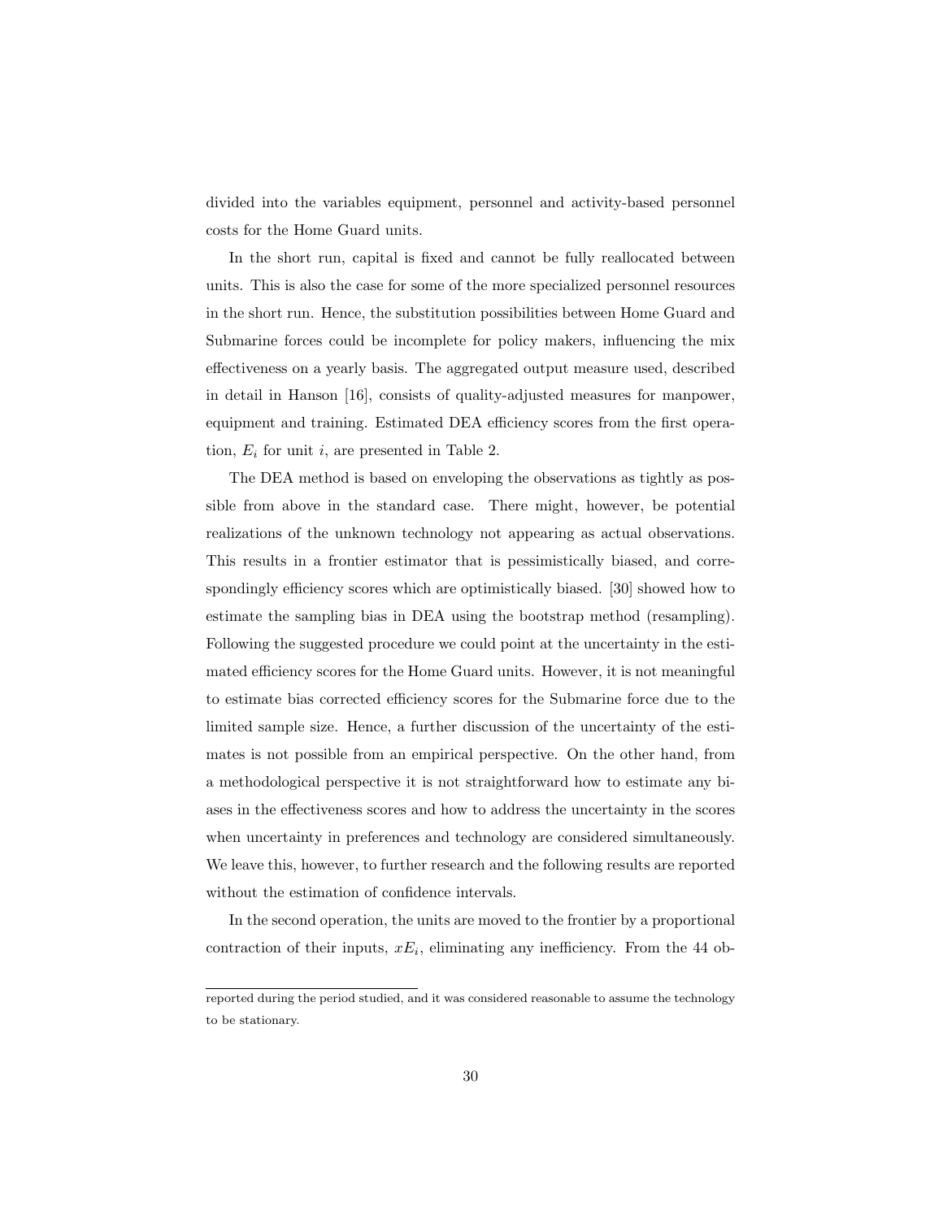divided into the variables equipment, personnel and activity-based personnel costs for the Home Guard units.

In the short run, capital is fixed and cannot be fully reallocated between units. This is also the case for some of the more specialized personnel resources in the short run. Hence, the substitution possibilities between Home Guard and Submarine forces could be incomplete for policy makers, influencing the mix effectiveness on a yearly basis. The aggregated output measure used, described in detail in Hanson [16], consists of quality-adjusted measures for manpower, equipment and training. Estimated DEA efficiency scores from the first operation, $E_i$ for unit $i$, are presented in Table 2.

The DEA method is based on enveloping the observations as tightly as possible from above in the standard case. There might, however, be potential realizations of the unknown technology not appearing as actual observations. This results in a frontier estimator that is pessimistically biased, and correspondingly efficiency scores which are optimistically biased. [30] showed how to estimate the sampling bias in DEA using the bootstrap method (resampling). Following the suggested procedure we could point at the uncertainty in the estimated efficiency scores for the Home Guard units. However, it is not meaningful to estimate bias corrected efficiency scores for the Submarine force due to the limited sample size. Hence, a further discussion of the uncertainty of the estimates is not possible from an empirical perspective. On the other hand, from a methodological perspective it is not straightforward how to estimate any biases in the effectiveness scores and how to address the uncertainty in the scores when uncertainty in preferences and technology are considered simultaneously. We leave this, however, to further research and the following results are reported without the estimation of confidence intervals.

In the second operation, the units are moved to the frontier by a proportional contraction of their inputs, $xE_i$, eliminating any inefficiency. From the 44 ob-

reported during the period studied, and it was considered reasonable to assume the technology to be stationary.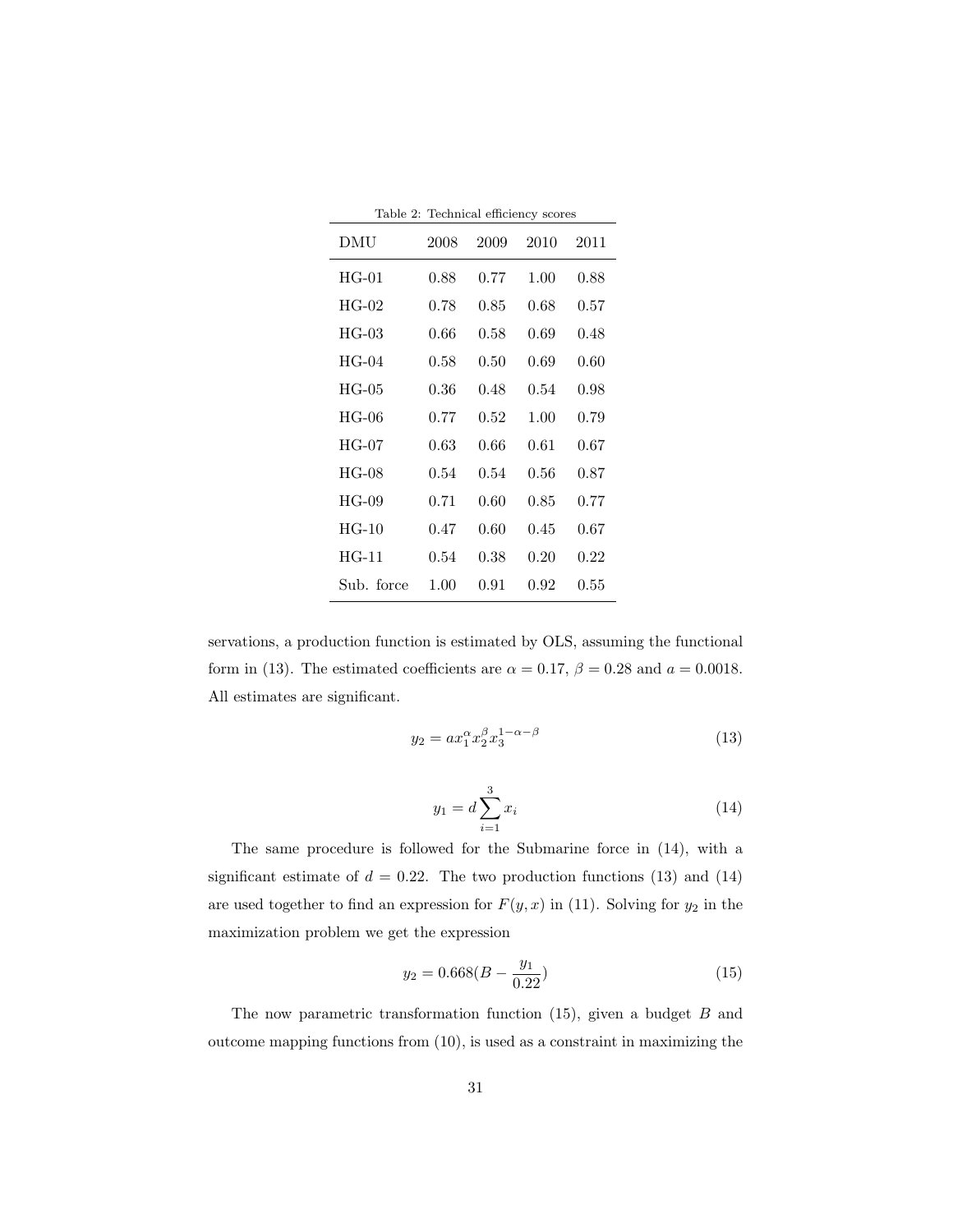Table 2: Technical efficiency scores

| DMU | 2008 | 2009 | 2010 | 2011 |
|---|---|---|---|---|
| HG-01 | 0.88 | 0.77 | 1.00 | 0.88 |
| HG-02 | 0.78 | 0.85 | 0.68 | 0.57 |
| HG-03 | 0.66 | 0.58 | 0.69 | 0.48 |
| HG-04 | 0.58 | 0.50 | 0.69 | 0.60 |
| HG-05 | 0.36 | 0.48 | 0.54 | 0.98 |
| HG-06 | 0.77 | 0.52 | 1.00 | 0.79 |
| HG-07 | 0.63 | 0.66 | 0.61 | 0.67 |
| HG-08 | 0.54 | 0.54 | 0.56 | 0.87 |
| HG-09 | 0.71 | 0.60 | 0.85 | 0.77 |
| HG-10 | 0.47 | 0.60 | 0.45 | 0.67 |
| HG-11 | 0.54 | 0.38 | 0.20 | 0.22 |
| Sub. force | 1.00 | 0.91 | 0.92 | 0.55 |

servations, a production function is estimated by OLS, assuming the functional form in (13). The estimated coefficients are $\alpha = 0.17$, $\beta = 0.28$ and $a = 0.0018$. All estimates are significant.

$$y_2 = a x_1^{\alpha} x_2^{\beta} x_3^{1-\alpha-\beta} \tag{13}$$

$$y_1 = d \sum_{i=1}^{3} x_i \tag{14}$$

The same procedure is followed for the Submarine force in (14), with a significant estimate of $d = 0.22$. The two production functions (13) and (14) are used together to find an expression for $F(y, x)$ in (11). Solving for $y_2$ in the maximization problem we get the expression

$$y_2 = 0.668(B - \frac{y_1}{0.22}) \tag{15}$$

The now parametric transformation function (15), given a budget $B$ and outcome mapping functions from (10), is used as a constraint in maximizing the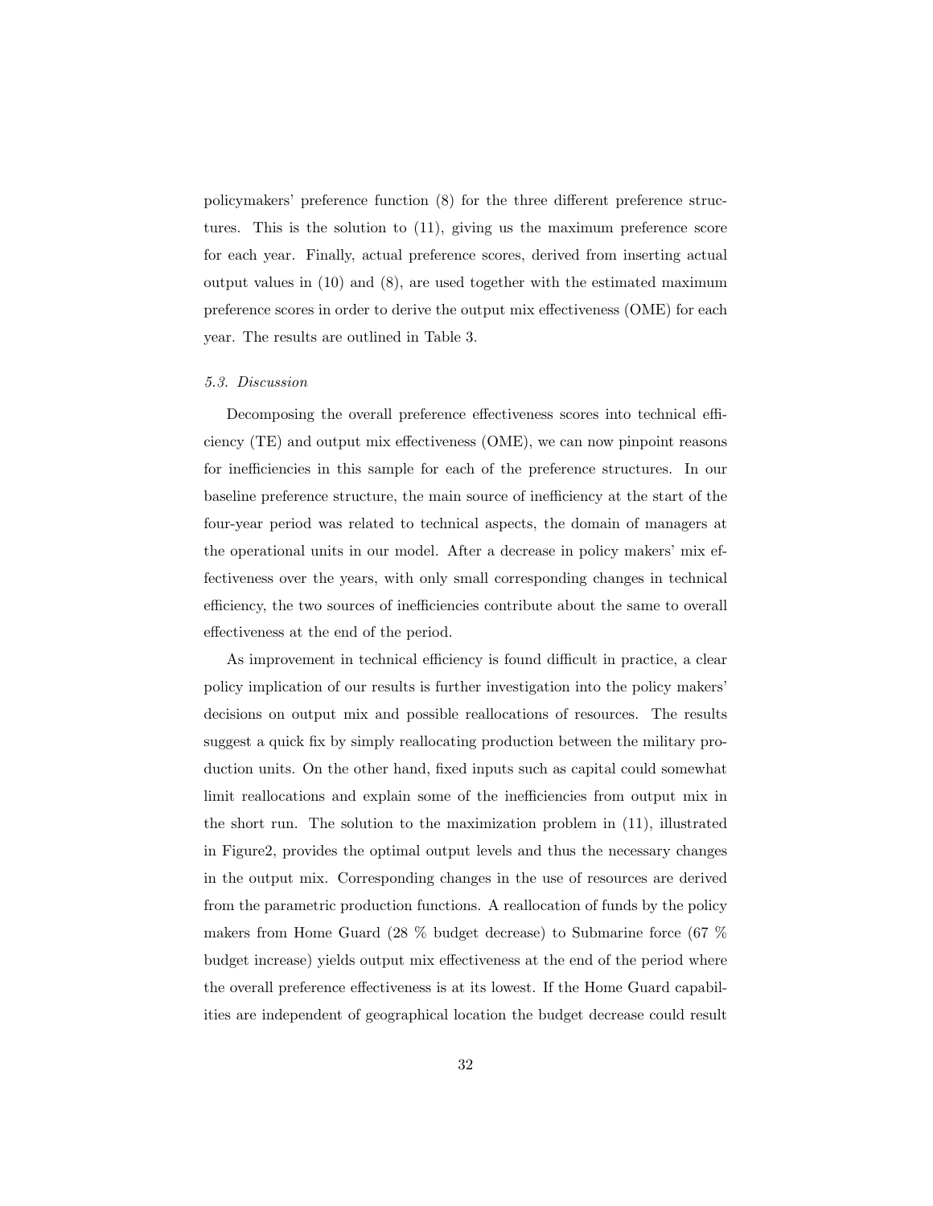policymakers' preference function (8) for the three different preference structures. This is the solution to (11), giving us the maximum preference score for each year. Finally, actual preference scores, derived from inserting actual output values in (10) and (8), are used together with the estimated maximum preference scores in order to derive the output mix effectiveness (OME) for each year. The results are outlined in Table 3.

### *5.3. Discussion*

Decomposing the overall preference effectiveness scores into technical efficiency (TE) and output mix effectiveness (OME), we can now pinpoint reasons for inefficiencies in this sample for each of the preference structures. In our baseline preference structure, the main source of inefficiency at the start of the four-year period was related to technical aspects, the domain of managers at the operational units in our model. After a decrease in policy makers' mix effectiveness over the years, with only small corresponding changes in technical efficiency, the two sources of inefficiencies contribute about the same to overall effectiveness at the end of the period.

As improvement in technical efficiency is found difficult in practice, a clear policy implication of our results is further investigation into the policy makers' decisions on output mix and possible reallocations of resources. The results suggest a quick fix by simply reallocating production between the military production units. On the other hand, fixed inputs such as capital could somewhat limit reallocations and explain some of the inefficiencies from output mix in the short run. The solution to the maximization problem in (11), illustrated in Figure2, provides the optimal output levels and thus the necessary changes in the output mix. Corresponding changes in the use of resources are derived from the parametric production functions. A reallocation of funds by the policy makers from Home Guard (28 % budget decrease) to Submarine force (67 % budget increase) yields output mix effectiveness at the end of the period where the overall preference effectiveness is at its lowest. If the Home Guard capabilities are independent of geographical location the budget decrease could result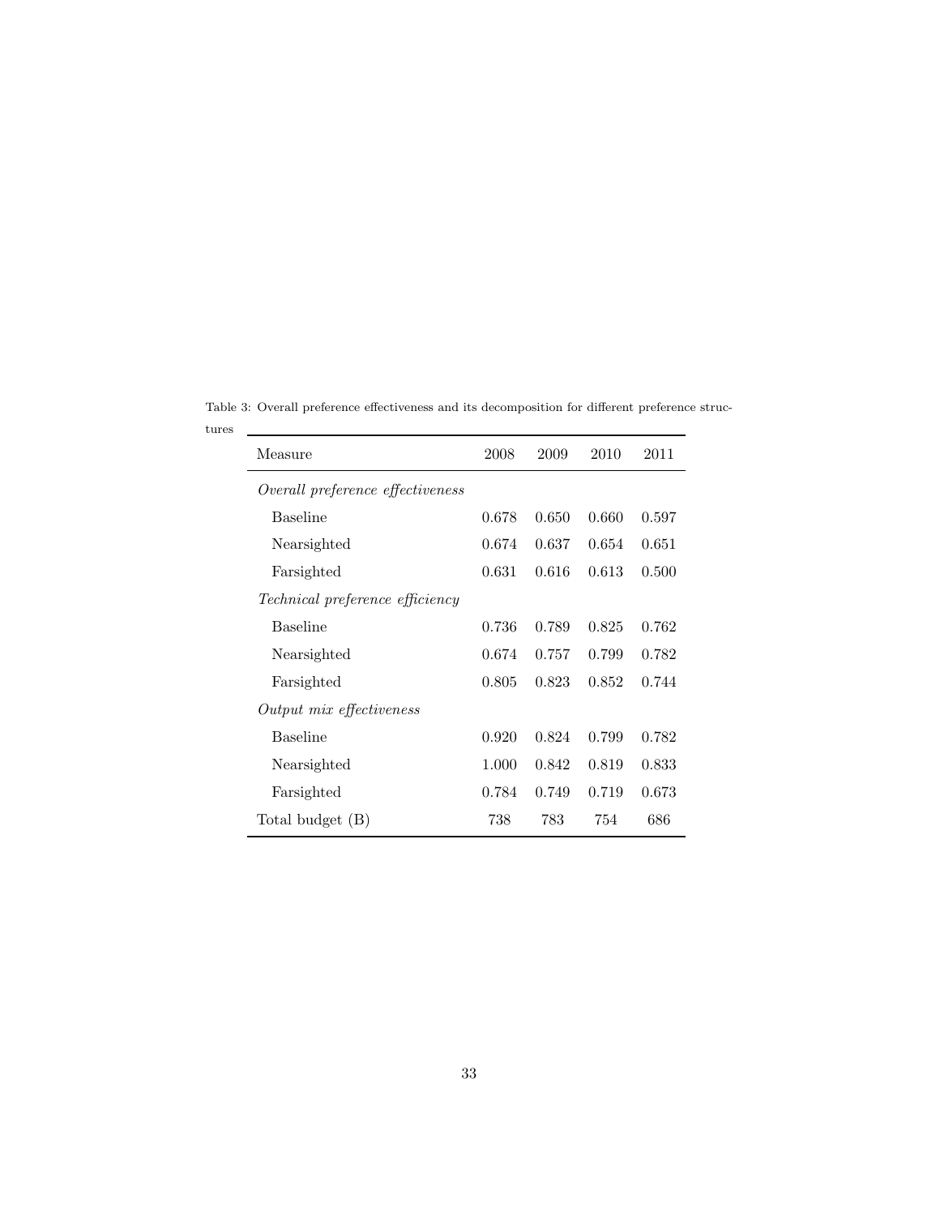Table 3: Overall preference effectiveness and its decomposition for different preference structures

| Measure | 2008 | 2009 | 2010 | 2011 |
|---|---|---|---|---|
| *Overall preference effectiveness* | | | | |
| Baseline | 0.678 | 0.650 | 0.660 | 0.597 |
| Nearsighted | 0.674 | 0.637 | 0.654 | 0.651 |
| Farsighted | 0.631 | 0.616 | 0.613 | 0.500 |
| *Technical preference efficiency* | | | | |
| Baseline | 0.736 | 0.789 | 0.825 | 0.762 |
| Nearsighted | 0.674 | 0.757 | 0.799 | 0.782 |
| Farsighted | 0.805 | 0.823 | 0.852 | 0.744 |
| *Output mix effectiveness* | | | | |
| Baseline | 0.920 | 0.824 | 0.799 | 0.782 |
| Nearsighted | 1.000 | 0.842 | 0.819 | 0.833 |
| Farsighted | 0.784 | 0.749 | 0.719 | 0.673 |
| Total budget (B) | 738 | 783 | 754 | 686 |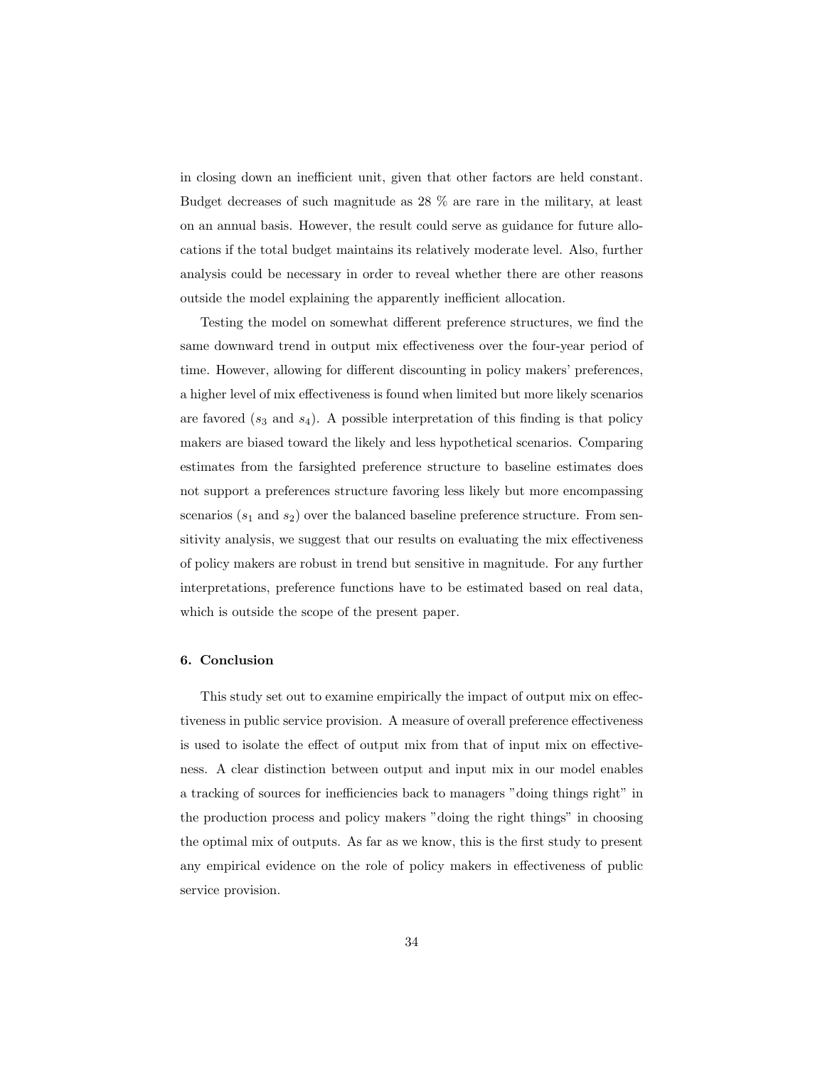in closing down an inefficient unit, given that other factors are held constant. Budget decreases of such magnitude as 28 % are rare in the military, at least on an annual basis. However, the result could serve as guidance for future allocations if the total budget maintains its relatively moderate level. Also, further analysis could be necessary in order to reveal whether there are other reasons outside the model explaining the apparently inefficient allocation.

Testing the model on somewhat different preference structures, we find the same downward trend in output mix effectiveness over the four-year period of time. However, allowing for different discounting in policy makers' preferences, a higher level of mix effectiveness is found when limited but more likely scenarios are favored ($s_3$ and $s_4$). A possible interpretation of this finding is that policy makers are biased toward the likely and less hypothetical scenarios. Comparing estimates from the farsighted preference structure to baseline estimates does not support a preferences structure favoring less likely but more encompassing scenarios ($s_1$ and $s_2$) over the balanced baseline preference structure. From sensitivity analysis, we suggest that our results on evaluating the mix effectiveness of policy makers are robust in trend but sensitive in magnitude. For any further interpretations, preference functions have to be estimated based on real data, which is outside the scope of the present paper.

## 6. Conclusion

This study set out to examine empirically the impact of output mix on effectiveness in public service provision. A measure of overall preference effectiveness is used to isolate the effect of output mix from that of input mix on effectiveness. A clear distinction between output and input mix in our model enables a tracking of sources for inefficiencies back to managers "doing things right" in the production process and policy makers "doing the right things" in choosing the optimal mix of outputs. As far as we know, this is the first study to present any empirical evidence on the role of policy makers in effectiveness of public service provision.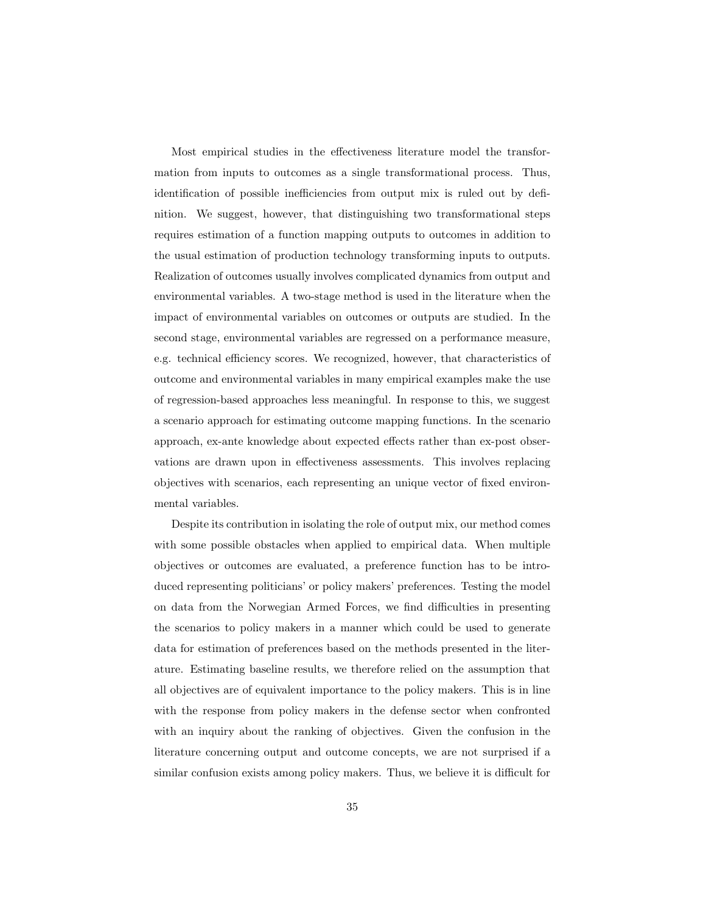Most empirical studies in the effectiveness literature model the transformation from inputs to outcomes as a single transformational process. Thus, identification of possible inefficiencies from output mix is ruled out by definition. We suggest, however, that distinguishing two transformational steps requires estimation of a function mapping outputs to outcomes in addition to the usual estimation of production technology transforming inputs to outputs. Realization of outcomes usually involves complicated dynamics from output and environmental variables. A two-stage method is used in the literature when the impact of environmental variables on outcomes or outputs are studied. In the second stage, environmental variables are regressed on a performance measure, e.g. technical efficiency scores. We recognized, however, that characteristics of outcome and environmental variables in many empirical examples make the use of regression-based approaches less meaningful. In response to this, we suggest a scenario approach for estimating outcome mapping functions. In the scenario approach, ex-ante knowledge about expected effects rather than ex-post observations are drawn upon in effectiveness assessments. This involves replacing objectives with scenarios, each representing an unique vector of fixed environmental variables.

Despite its contribution in isolating the role of output mix, our method comes with some possible obstacles when applied to empirical data. When multiple objectives or outcomes are evaluated, a preference function has to be introduced representing politicians' or policy makers' preferences. Testing the model on data from the Norwegian Armed Forces, we find difficulties in presenting the scenarios to policy makers in a manner which could be used to generate data for estimation of preferences based on the methods presented in the literature. Estimating baseline results, we therefore relied on the assumption that all objectives are of equivalent importance to the policy makers. This is in line with the response from policy makers in the defense sector when confronted with an inquiry about the ranking of objectives. Given the confusion in the literature concerning output and outcome concepts, we are not surprised if a similar confusion exists among policy makers. Thus, we believe it is difficult for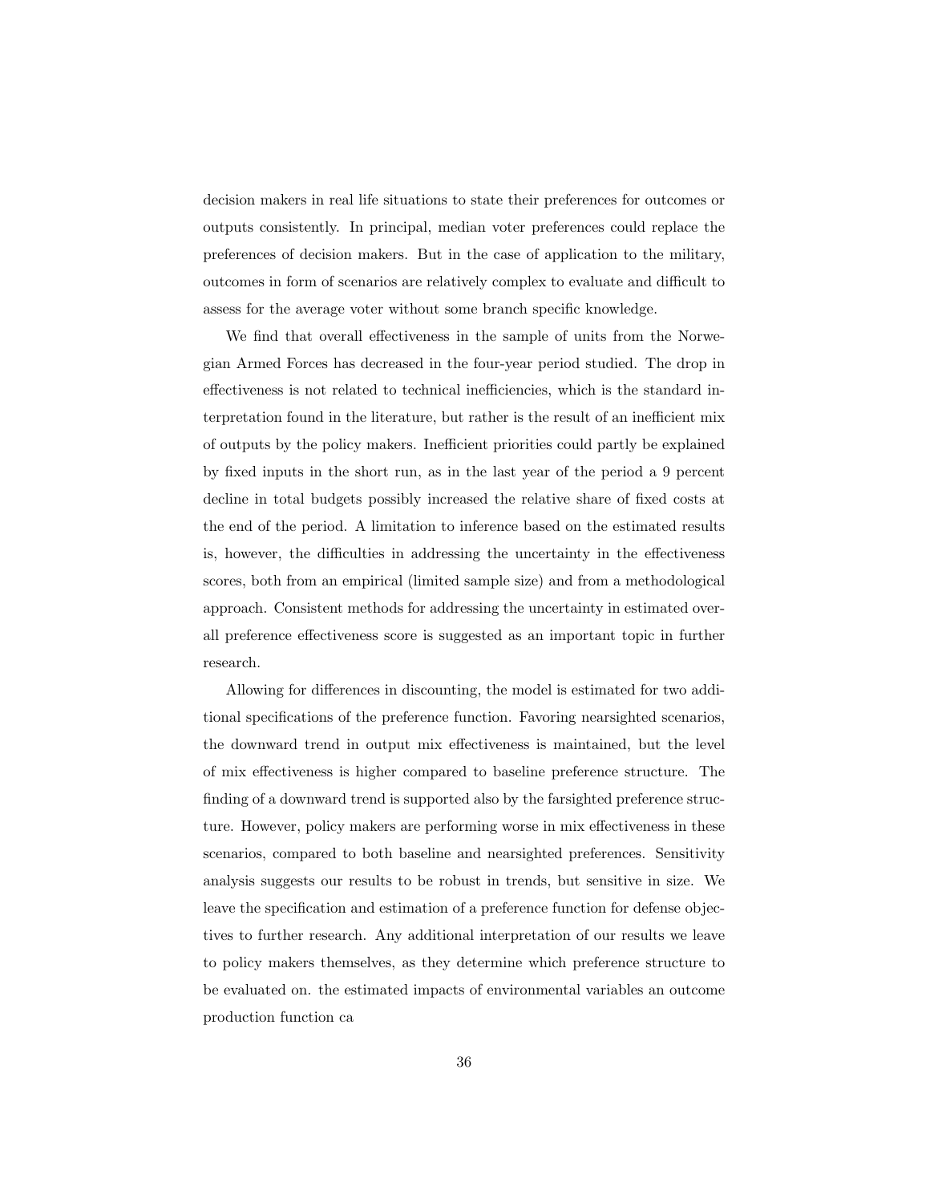decision makers in real life situations to state their preferences for outcomes or outputs consistently. In principal, median voter preferences could replace the preferences of decision makers. But in the case of application to the military, outcomes in form of scenarios are relatively complex to evaluate and difficult to assess for the average voter without some branch specific knowledge.

We find that overall effectiveness in the sample of units from the Norwegian Armed Forces has decreased in the four-year period studied. The drop in effectiveness is not related to technical inefficiencies, which is the standard interpretation found in the literature, but rather is the result of an inefficient mix of outputs by the policy makers. Inefficient priorities could partly be explained by fixed inputs in the short run, as in the last year of the period a 9 percent decline in total budgets possibly increased the relative share of fixed costs at the end of the period. A limitation to inference based on the estimated results is, however, the difficulties in addressing the uncertainty in the effectiveness scores, both from an empirical (limited sample size) and from a methodological approach. Consistent methods for addressing the uncertainty in estimated overall preference effectiveness score is suggested as an important topic in further research.

Allowing for differences in discounting, the model is estimated for two additional specifications of the preference function. Favoring nearsighted scenarios, the downward trend in output mix effectiveness is maintained, but the level of mix effectiveness is higher compared to baseline preference structure. The finding of a downward trend is supported also by the farsighted preference structure. However, policy makers are performing worse in mix effectiveness in these scenarios, compared to both baseline and nearsighted preferences. Sensitivity analysis suggests our results to be robust in trends, but sensitive in size. We leave the specification and estimation of a preference function for defense objectives to further research. Any additional interpretation of our results we leave to policy makers themselves, as they determine which preference structure to be evaluated on. the estimated impacts of environmental variables an outcome production function ca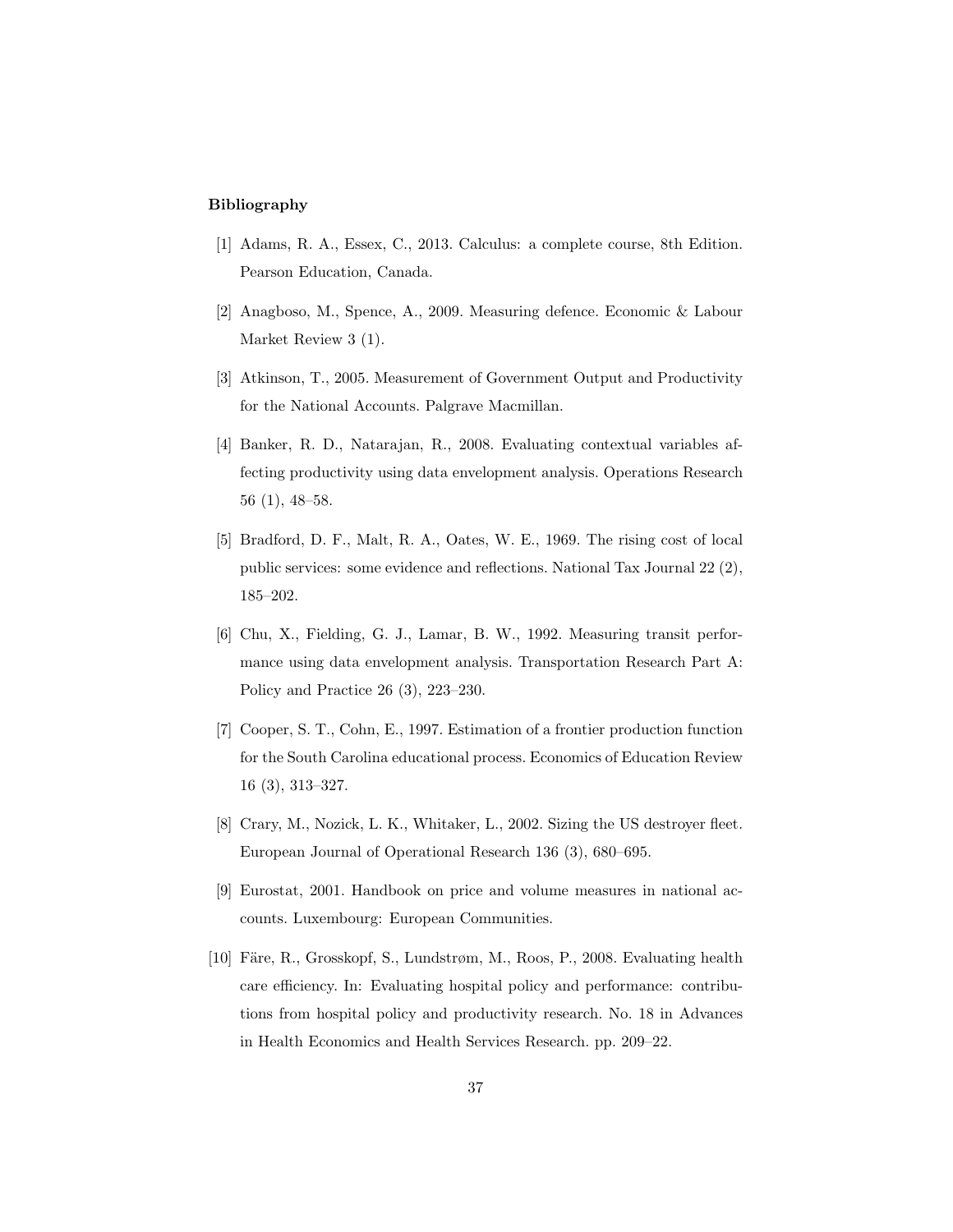**Bibliography**

[1] Adams, R. A., Essex, C., 2013. Calculus: a complete course, 8th Edition. Pearson Education, Canada.

[2] Anagboso, M., Spence, A., 2009. Measuring defence. Economic & Labour Market Review 3 (1).

[3] Atkinson, T., 2005. Measurement of Government Output and Productivity for the National Accounts. Palgrave Macmillan.

[4] Banker, R. D., Natarajan, R., 2008. Evaluating contextual variables affecting productivity using data envelopment analysis. Operations Research 56 (1), 48–58.

[5] Bradford, D. F., Malt, R. A., Oates, W. E., 1969. The rising cost of local public services: some evidence and reflections. National Tax Journal 22 (2), 185–202.

[6] Chu, X., Fielding, G. J., Lamar, B. W., 1992. Measuring transit performance using data envelopment analysis. Transportation Research Part A: Policy and Practice 26 (3), 223–230.

[7] Cooper, S. T., Cohn, E., 1997. Estimation of a frontier production function for the South Carolina educational process. Economics of Education Review 16 (3), 313–327.

[8] Crary, M., Nozick, L. K., Whitaker, L., 2002. Sizing the US destroyer fleet. European Journal of Operational Research 136 (3), 680–695.

[9] Eurostat, 2001. Handbook on price and volume measures in national accounts. Luxembourg: European Communities.

[10] Färe, R., Grosskopf, S., Lundstrøm, M., Roos, P., 2008. Evaluating health care efficiency. In: Evaluating hospital policy and performance: contributions from hospital policy and productivity research. No. 18 in Advances in Health Economics and Health Services Research. pp. 209–22.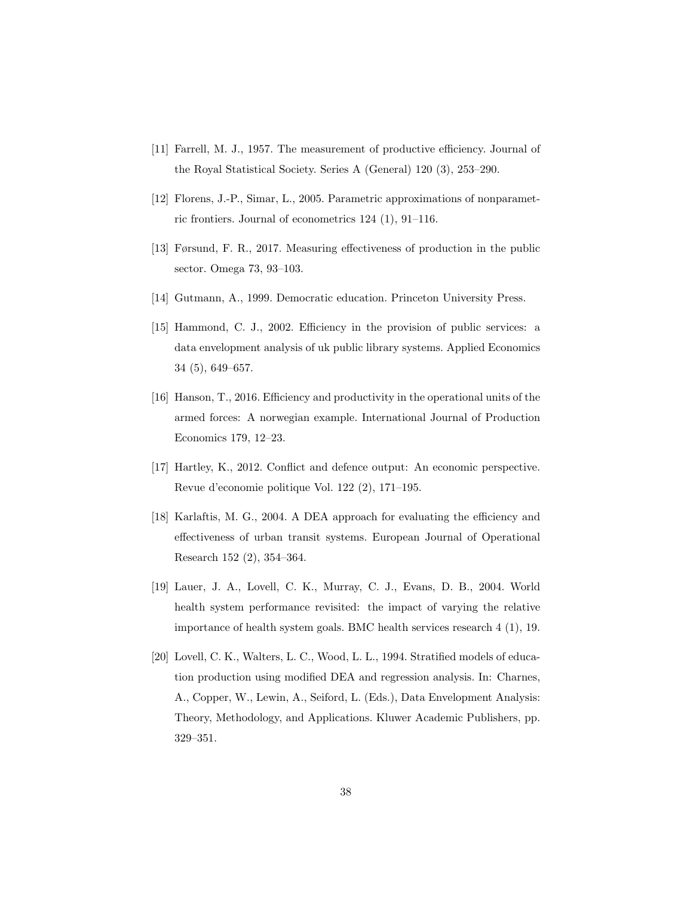[11] Farrell, M. J., 1957. The measurement of productive efficiency. Journal of the Royal Statistical Society. Series A (General) 120 (3), 253–290.

[12] Florens, J.-P., Simar, L., 2005. Parametric approximations of nonparametric frontiers. Journal of econometrics 124 (1), 91–116.

[13] Førsund, F. R., 2017. Measuring effectiveness of production in the public sector. Omega 73, 93–103.

[14] Gutmann, A., 1999. Democratic education. Princeton University Press.

[15] Hammond, C. J., 2002. Efficiency in the provision of public services: a data envelopment analysis of uk public library systems. Applied Economics 34 (5), 649–657.

[16] Hanson, T., 2016. Efficiency and productivity in the operational units of the armed forces: A norwegian example. International Journal of Production Economics 179, 12–23.

[17] Hartley, K., 2012. Conflict and defence output: An economic perspective. Revue d'economie politique Vol. 122 (2), 171–195.

[18] Karlaftis, M. G., 2004. A DEA approach for evaluating the efficiency and effectiveness of urban transit systems. European Journal of Operational Research 152 (2), 354–364.

[19] Lauer, J. A., Lovell, C. K., Murray, C. J., Evans, D. B., 2004. World health system performance revisited: the impact of varying the relative importance of health system goals. BMC health services research 4 (1), 19.

[20] Lovell, C. K., Walters, L. C., Wood, L. L., 1994. Stratified models of education production using modified DEA and regression analysis. In: Charnes, A., Copper, W., Lewin, A., Seiford, L. (Eds.), Data Envelopment Analysis: Theory, Methodology, and Applications. Kluwer Academic Publishers, pp. 329–351.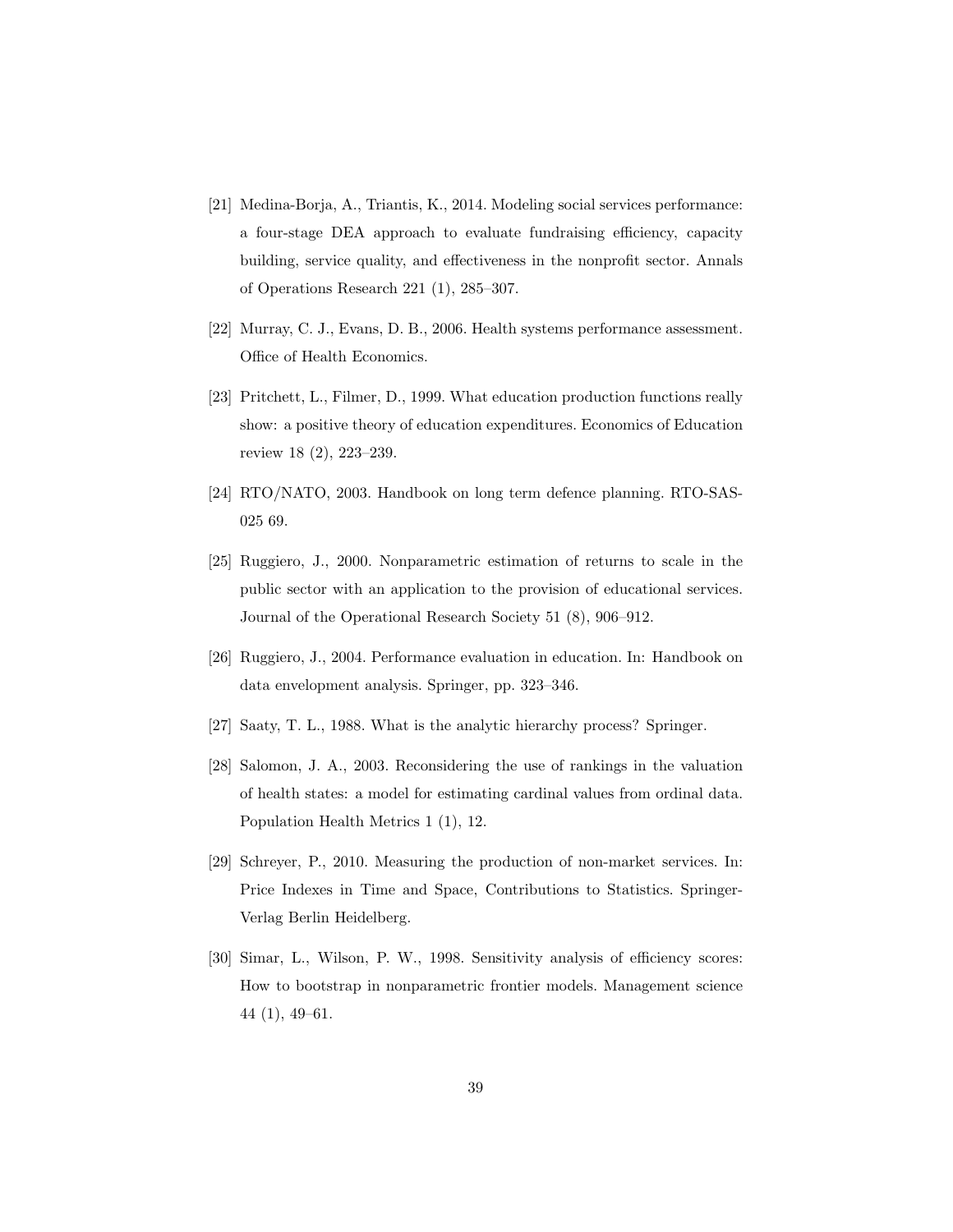[21] Medina-Borja, A., Triantis, K., 2014. Modeling social services performance: a four-stage DEA approach to evaluate fundraising efficiency, capacity building, service quality, and effectiveness in the nonprofit sector. Annals of Operations Research 221 (1), 285–307.

[22] Murray, C. J., Evans, D. B., 2006. Health systems performance assessment. Office of Health Economics.

[23] Pritchett, L., Filmer, D., 1999. What education production functions really show: a positive theory of education expenditures. Economics of Education review 18 (2), 223–239.

[24] RTO/NATO, 2003. Handbook on long term defence planning. RTO-SAS-025 69.

[25] Ruggiero, J., 2000. Nonparametric estimation of returns to scale in the public sector with an application to the provision of educational services. Journal of the Operational Research Society 51 (8), 906–912.

[26] Ruggiero, J., 2004. Performance evaluation in education. In: Handbook on data envelopment analysis. Springer, pp. 323–346.

[27] Saaty, T. L., 1988. What is the analytic hierarchy process? Springer.

[28] Salomon, J. A., 2003. Reconsidering the use of rankings in the valuation of health states: a model for estimating cardinal values from ordinal data. Population Health Metrics 1 (1), 12.

[29] Schreyer, P., 2010. Measuring the production of non-market services. In: Price Indexes in Time and Space, Contributions to Statistics. Springer-Verlag Berlin Heidelberg.

[30] Simar, L., Wilson, P. W., 1998. Sensitivity analysis of efficiency scores: How to bootstrap in nonparametric frontier models. Management science 44 (1), 49–61.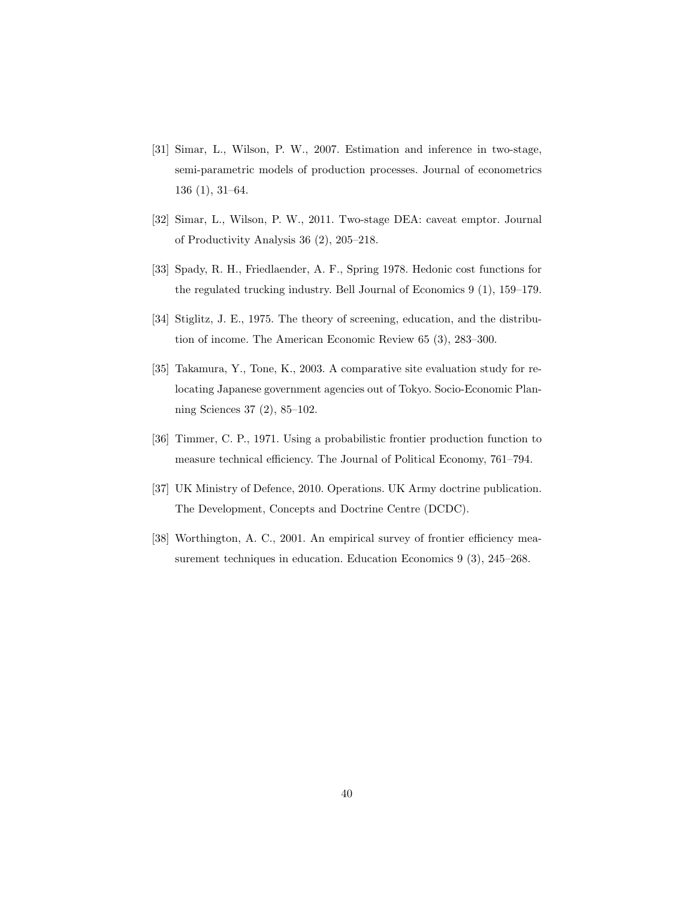[31] Simar, L., Wilson, P. W., 2007. Estimation and inference in two-stage, semi-parametric models of production processes. Journal of econometrics 136 (1), 31–64.

[32] Simar, L., Wilson, P. W., 2011. Two-stage DEA: caveat emptor. Journal of Productivity Analysis 36 (2), 205–218.

[33] Spady, R. H., Friedlaender, A. F., Spring 1978. Hedonic cost functions for the regulated trucking industry. Bell Journal of Economics 9 (1), 159–179.

[34] Stiglitz, J. E., 1975. The theory of screening, education, and the distribution of income. The American Economic Review 65 (3), 283–300.

[35] Takamura, Y., Tone, K., 2003. A comparative site evaluation study for relocating Japanese government agencies out of Tokyo. Socio-Economic Planning Sciences 37 (2), 85–102.

[36] Timmer, C. P., 1971. Using a probabilistic frontier production function to measure technical efficiency. The Journal of Political Economy, 761–794.

[37] UK Ministry of Defence, 2010. Operations. UK Army doctrine publication. The Development, Concepts and Doctrine Centre (DCDC).

[38] Worthington, A. C., 2001. An empirical survey of frontier efficiency measurement techniques in education. Education Economics 9 (3), 245–268.